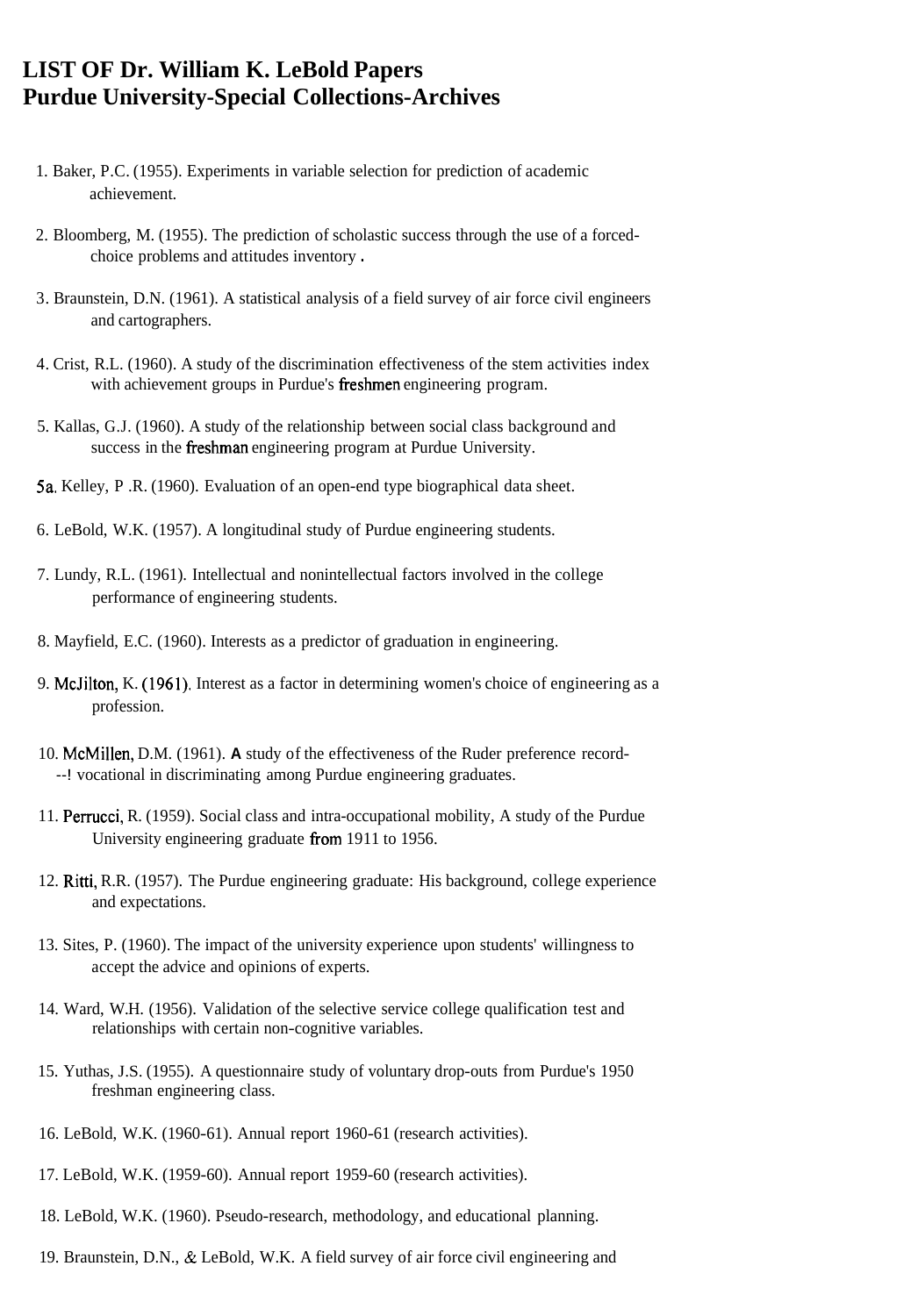# LIST OF Dr. William K. LeBold Papers
# Purdue University-Special Collections-Archives

1. Baker, P.C. (1955). Experiments in variable selection for prediction of academic achievement.

2. Bloomberg, M. (1955). The prediction of scholastic success through the use of a forced-choice problems and attitudes inventory .

3. Braunstein, D.N. (1961). A statistical analysis of a field survey of air force civil engineers and cartographers.

4. Crist, R.L. (1960). A study of the discrimination effectiveness of the stem activities index with achievement groups in Purdue's freshmen engineering program.

5. Kallas, G.J. (1960). A study of the relationship between social class background and success in the freshman engineering program at Purdue University.

5a. Kelley, P .R. (1960). Evaluation of an open-end type biographical data sheet.

6. LeBold, W.K. (1957). A longitudinal study of Purdue engineering students.

7. Lundy, R.L. (1961). Intellectual and nonintellectual factors involved in the college performance of engineering students.

8. Mayfield, E.C. (1960). Interests as a predictor of graduation in engineering.

9. McJilton, K. (1961). Interest as a factor in determining women's choice of engineering as a profession.

10. McMillen, D.M. (1961). A study of the effectiveness of the Ruder preference record---! vocational in discriminating among Purdue engineering graduates.

11. Perrucci, R. (1959). Social class and intra-occupational mobility, A study of the Purdue University engineering graduate from 1911 to 1956.

12. Ritti, R.R. (1957). The Purdue engineering graduate: His background, college experience and expectations.

13. Sites, P. (1960). The impact of the university experience upon students' willingness to accept the advice and opinions of experts.

14. Ward, W.H. (1956). Validation of the selective service college qualification test and relationships with certain non-cognitive variables.

15. Yuthas, J.S. (1955). A questionnaire study of voluntary drop-outs from Purdue's 1950 freshman engineering class.

16. LeBold, W.K. (1960-61). Annual report 1960-61 (research activities).

17. LeBold, W.K. (1959-60). Annual report 1959-60 (research activities).

18. LeBold, W.K. (1960). Pseudo-research, methodology, and educational planning.

19. Braunstein, D.N., & LeBold, W.K. A field survey of air force civil engineering and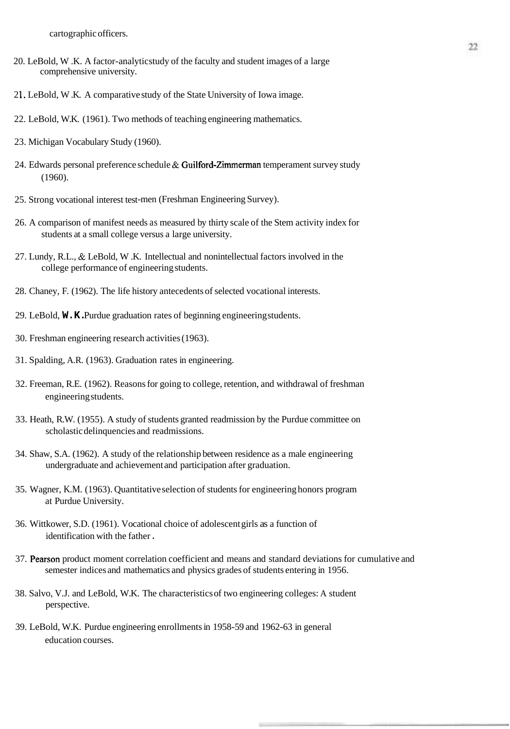cartographic officers.

20. LeBold, W .K. A factor-analyticstudy of the faculty and student images of a large comprehensive university.

21. LeBold, W .K. A comparative study of the State University of Iowa image.

22. LeBold, W.K. (1961). Two methods of teaching engineering mathematics.

23. Michigan Vocabulary Study (1960).

24. Edwards personal preference schedule & Guilford-Zimmerman temperament survey study (1960).

25. Strong vocational interest test-men (Freshman Engineering Survey).

26. A comparison of manifest needs as measured by thirty scale of the Stem activity index for students at a small college versus a large university.

27. Lundy, R.L., & LeBold, W .K. Intellectual and nonintellectual factors involved in the college performance of engineering students.

28. Chaney, F. (1962). The life history antecedents of selected vocational interests.

29. LeBold, **W. K.** Purdue graduation rates of beginning engineering students.

30. Freshman engineering research activities (1963).

31. Spalding, A.R. (1963). Graduation rates in engineering.

32. Freeman, R.E. (1962). Reasons for going to college, retention, and withdrawal of freshman engineering students.

33. Heath, R.W. (1955). A study of students granted readmission by the Purdue committee on scholastic delinquencies and readmissions.

34. Shaw, S.A. (1962). A study of the relationship between residence as a male engineering undergraduate and achievement and participation after graduation.

35. Wagner, K.M. (1963). Quantitative selection of students for engineering honors program at Purdue University.

36. Wittkower, S.D. (1961). Vocational choice of adolescent girls as a function of identification with the father.

37. Pearson product moment correlation coefficient and means and standard deviations for cumulative and semester indices and mathematics and physics grades of students entering in 1956.

38. Salvo, V.J. and LeBold, W.K. The characteristics of two engineering colleges: A student perspective.

39. LeBold, W.K. Purdue engineering enrollments in 1958-59 and 1962-63 in general education courses.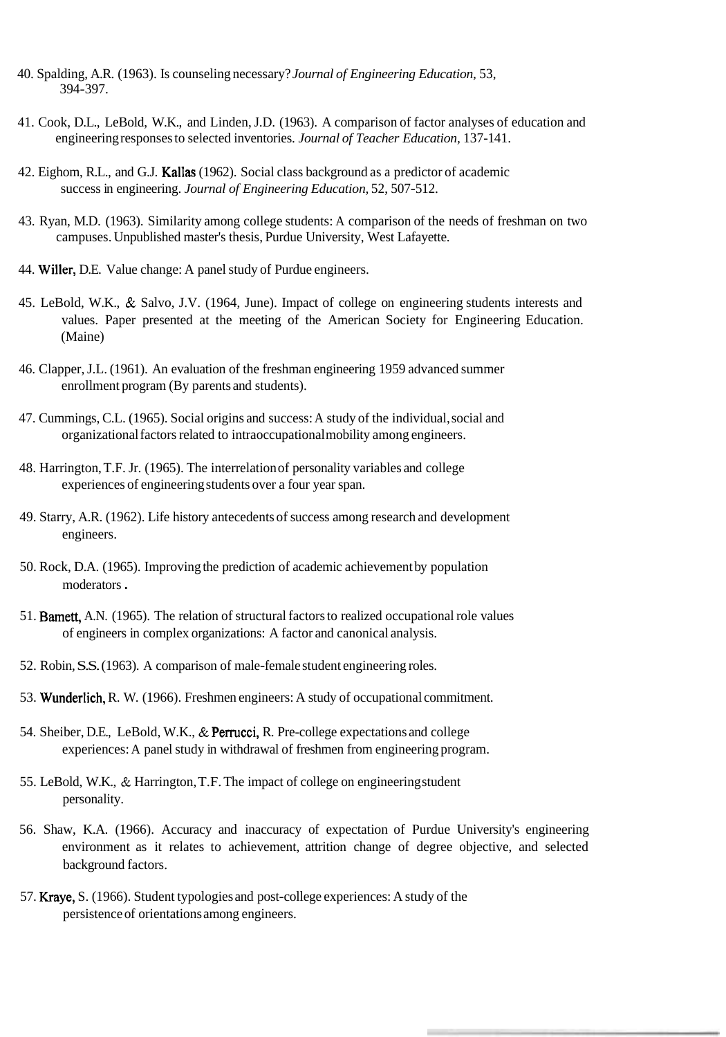40. Spalding, A.R. (1963). Is counseling necessary? *Journal of Engineering Education,* 53, 394-397.

41. Cook, D.L., LeBold, W.K., and Linden, J.D. (1963). A comparison of factor analyses of education and engineering responses to selected inventories. *Journal of Teacher Education,* 137-141.

42. Eighom, R.L., and G.J. Kallas (1962). Social class background as a predictor of academic success in engineering. *Journal of Engineering Education,* 52, 507-512.

43. Ryan, M.D. (1963). Similarity among college students: A comparison of the needs of freshman on two campuses. Unpublished master's thesis, Purdue University, West Lafayette.

44. Willer, D.E. Value change: A panel study of Purdue engineers.

45. LeBold, W.K., & Salvo, J.V. (1964, June). Impact of college on engineering students interests and values. Paper presented at the meeting of the American Society for Engineering Education. (Maine)

46. Clapper, J.L. (1961). An evaluation of the freshman engineering 1959 advanced summer enrollment program (By parents and students).

47. Cummings, C.L. (1965). Social origins and success: A study of the individual, social and organizational factors related to intraoccupational mobility among engineers.

48. Harrington, T.F. Jr. (1965). The interrelation of personality variables and college experiences of engineering students over a four year span.

49. Starry, A.R. (1962). Life history antecedents of success among research and development engineers.

50. Rock, D.A. (1965). Improving the prediction of academic achievement by population moderators.

51. Bamett, A.N. (1965). The relation of structural factors to realized occupational role values of engineers in complex organizations: A factor and canonical analysis.

52. Robin, S.S. (1963). A comparison of male-female student engineering roles.

53. Wunderlich, R. W. (1966). Freshmen engineers: A study of occupational commitment.

54. Sheiber, D.E., LeBold, W.K., & Perrucci, R. Pre-college expectations and college experiences: A panel study in withdrawal of freshmen from engineering program.

55. LeBold, W.K., & Harrington, T.F. The impact of college on engineering student personality.

56. Shaw, K.A. (1966). Accuracy and inaccuracy of expectation of Purdue University's engineering environment as it relates to achievement, attrition change of degree objective, and selected background factors.

57. Kraye, S. (1966). Student typologies and post-college experiences: A study of the persistence of orientations among engineers.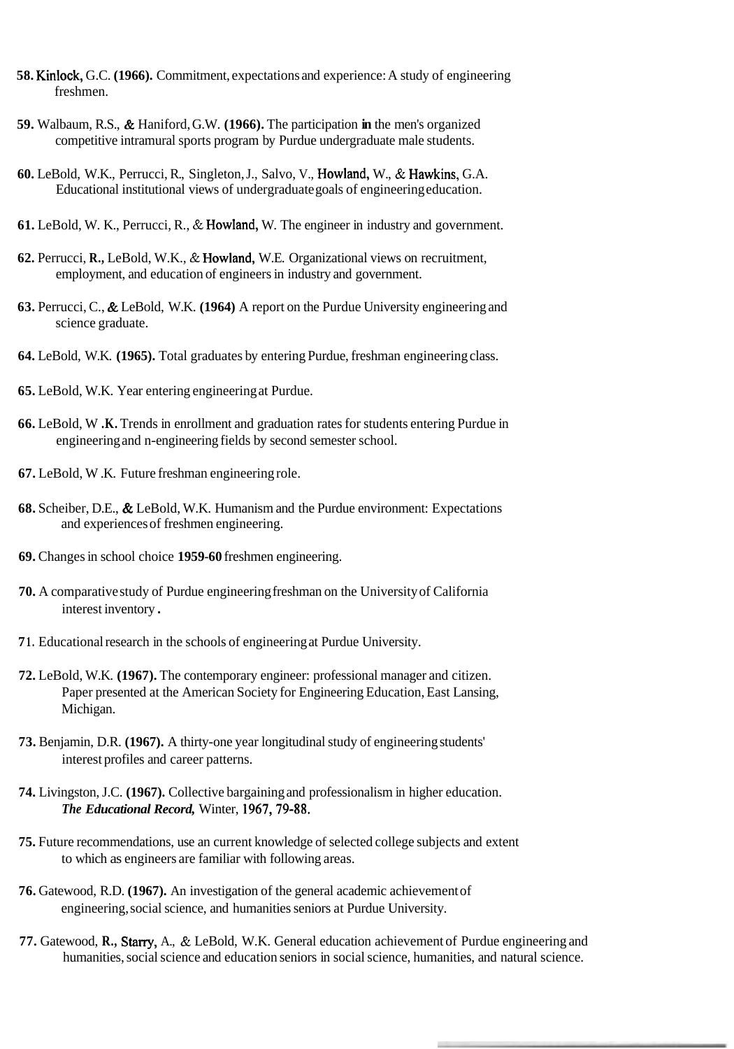**58.** Kinlock, G.C. **(1966).** Commitment, expectations and experience: A study of engineering freshmen.

**59.** Walbaum, R.S., & Haniford, G.W. **(1966).** The participation **in** the men's organized competitive intramural sports program by Purdue undergraduate male students.

**60.** LeBold, W.K., Perrucci, R., Singleton, J., Salvo, V., Howland, W., & Hawkins, G.A. Educational institutional views of undergraduate goals of engineering education.

**61.** LeBold, W. K., Perrucci, R., & Howland, W. The engineer in industry and government.

**62.** Perrucci, **R.,** LeBold, W.K., & Howland, W.E. Organizational views on recruitment, employment, and education of engineers in industry and government.

**63.** Perrucci, C., & LeBold, W.K. **(1964)** A report on the Purdue University engineering and science graduate.

**64.** LeBold, W.K. **(1965).** Total graduates by entering Purdue, freshman engineering class.

**65.** LeBold, W.K. Year entering engineering at Purdue.

**66.** LeBold, W **.K.** Trends in enrollment and graduation rates for students entering Purdue in engineering and n-engineering fields by second semester school.

**67.** LeBold, W .K. Future freshman engineering role.

**68.** Scheiber, D.E., & LeBold, W.K. Humanism and the Purdue environment: Expectations and experiences of freshmen engineering.

**69.** Changes in school choice **1959-60** freshmen engineering.

**70.** A comparative study of Purdue engineering freshman on the University of California interest inventory **.**

**71.** Educational research in the schools of engineering at Purdue University.

**72.** LeBold, W.K. **(1967).** The contemporary engineer: professional manager and citizen. Paper presented at the American Society for Engineering Education, East Lansing, Michigan.

**73.** Benjamin, D.R. **(1967).** A thirty-one year longitudinal study of engineering students' interest profiles and career patterns.

**74.** Livingston, J.C. **(1967).** Collective bargaining and professionalism in higher education. ***The Educational Record,*** Winter, 1967, 79-88.

**75.** Future recommendations, use an current knowledge of selected college subjects and extent to which as engineers are familiar with following areas.

**76.** Gatewood, R.D. **(1967).** An investigation of the general academic achievement of engineering, social science, and humanities seniors at Purdue University.

**77.** Gatewood, **R.,** Starry, A., & LeBold, W.K. General education achievement of Purdue engineering and humanities, social science and education seniors in social science, humanities, and natural science.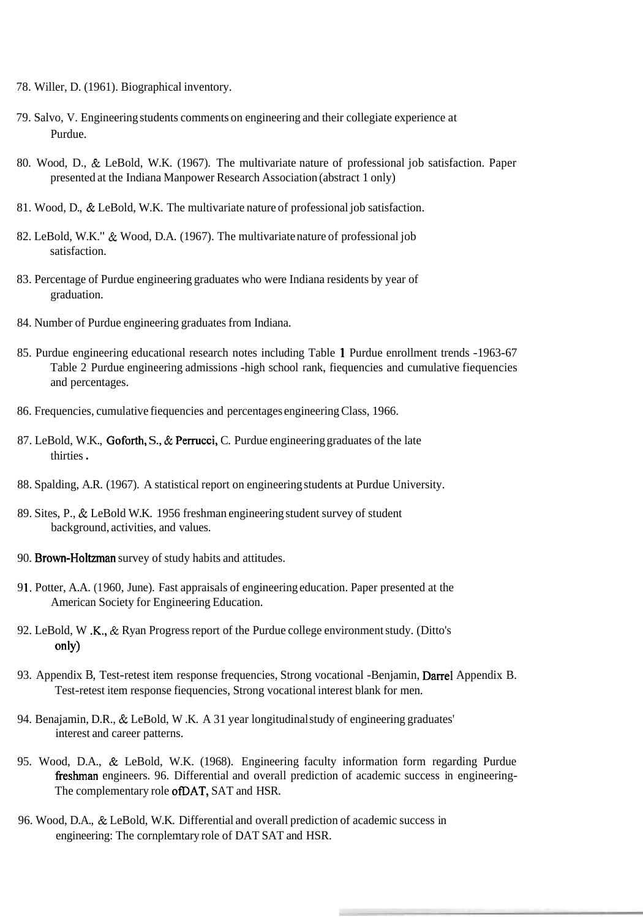78. Willer, D. (1961). Biographical inventory.

79. Salvo, V. Engineering students comments on engineering and their collegiate experience at Purdue.

80. Wood, D., & LeBold, W.K. (1967). The multivariate nature of professional job satisfaction. Paper presented at the Indiana Manpower Research Association (abstract 1 only)

81. Wood, D., & LeBold, W.K. The multivariate nature of professional job satisfaction.

82. LeBold, W.K." & Wood, D.A. (1967). The multivariate nature of professional job satisfaction.

83. Percentage of Purdue engineering graduates who were Indiana residents by year of graduation.

84. Number of Purdue engineering graduates from Indiana.

85. Purdue engineering educational research notes including Table 1 Purdue enrollment trends -1963-67 Table 2 Purdue engineering admissions -high school rank, fiequencies and cumulative fiequencies and percentages.

86. Frequencies, cumulative fiequencies and percentages engineering Class, 1966.

87. LeBold, W.K., Goforth, S., & Perrucci, C. Purdue engineering graduates of the late thirties .

88. Spalding, A.R. (1967). A statistical report on engineering students at Purdue University.

89. Sites, P., & LeBold W.K. 1956 freshman engineering student survey of student background, activities, and values.

90. Brown-Holtzman survey of study habits and attitudes.

91. Potter, A.A. (1960, June). Fast appraisals of engineering education. Paper presented at the American Society for Engineering Education.

92. LeBold, W .K., & Ryan Progress report of the Purdue college environment study. (Ditto's only)

93. Appendix B, Test-retest item response frequencies, Strong vocational -Benjamin, Darrel Appendix B. Test-retest item response fiequencies, Strong vocational interest blank for men.

94. Benajamin, D.R., & LeBold, W .K. A 31 year longitudinal study of engineering graduates' interest and career patterns.

95. Wood, D.A., & LeBold, W.K. (1968). Engineering faculty information form regarding Purdue freshman engineers. 96. Differential and overall prediction of academic success in engineering- The complementary role ofDAT, SAT and HSR.

96. Wood, D.A., & LeBold, W.K. Differential and overall prediction of academic success in engineering: The cornplemtary role of DAT SAT and HSR.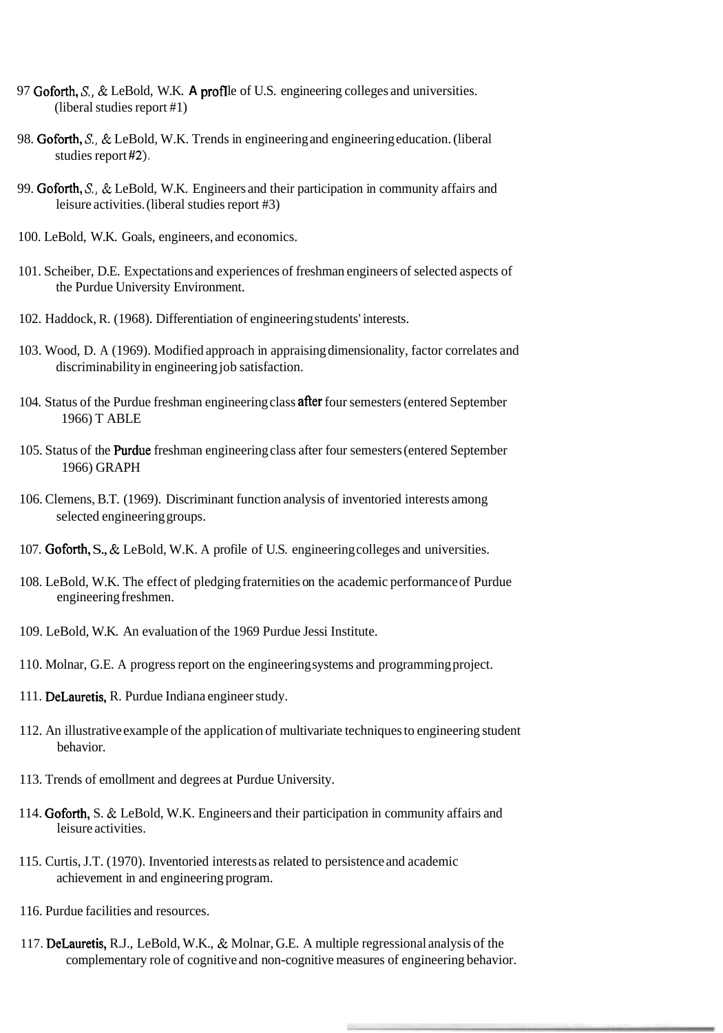97 Goforth, S., & LeBold, W.K. A profile of U.S. engineering colleges and universities. (liberal studies report #1)

98. Goforth, S., & LeBold, W.K. Trends in engineering and engineering education. (liberal studies report #2).

99. Goforth, S., & LeBold, W.K. Engineers and their participation in community affairs and leisure activities. (liberal studies report #3)

100. LeBold, W.K. Goals, engineers, and economics.

101. Scheiber, D.E. Expectations and experiences of freshman engineers of selected aspects of the Purdue University Environment.

102. Haddock, R. (1968). Differentiation of engineering students' interests.

103. Wood, D. A (1969). Modified approach in appraising dimensionality, factor correlates and discriminability in engineering job satisfaction.

104. Status of the Purdue freshman engineering class after four semesters (entered September 1966) T ABLE

105. Status of the Purdue freshman engineering class after four semesters (entered September 1966) GRAPH

106. Clemens, B.T. (1969). Discriminant function analysis of inventoried interests among selected engineering groups.

107. Goforth, S., & LeBold, W.K. A profile of U.S. engineering colleges and universities.

108. LeBold, W.K. The effect of pledging fraternities on the academic performance of Purdue engineering freshmen.

109. LeBold, W.K. An evaluation of the 1969 Purdue Jessi Institute.

110. Molnar, G.E. A progress report on the engineering systems and programming project.

111. DeLauretis, R. Purdue Indiana engineer study.

112. An illustrative example of the application of multivariate techniques to engineering student behavior.

113. Trends of emollment and degrees at Purdue University.

114. Goforth, S. & LeBold, W.K. Engineers and their participation in community affairs and leisure activities.

115. Curtis, J.T. (1970). Inventoried interests as related to persistence and academic achievement in and engineering program.

116. Purdue facilities and resources.

117. DeLauretis, R.J., LeBold, W.K., & Molnar, G.E. A multiple regressional analysis of the complementary role of cognitive and non-cognitive measures of engineering behavior.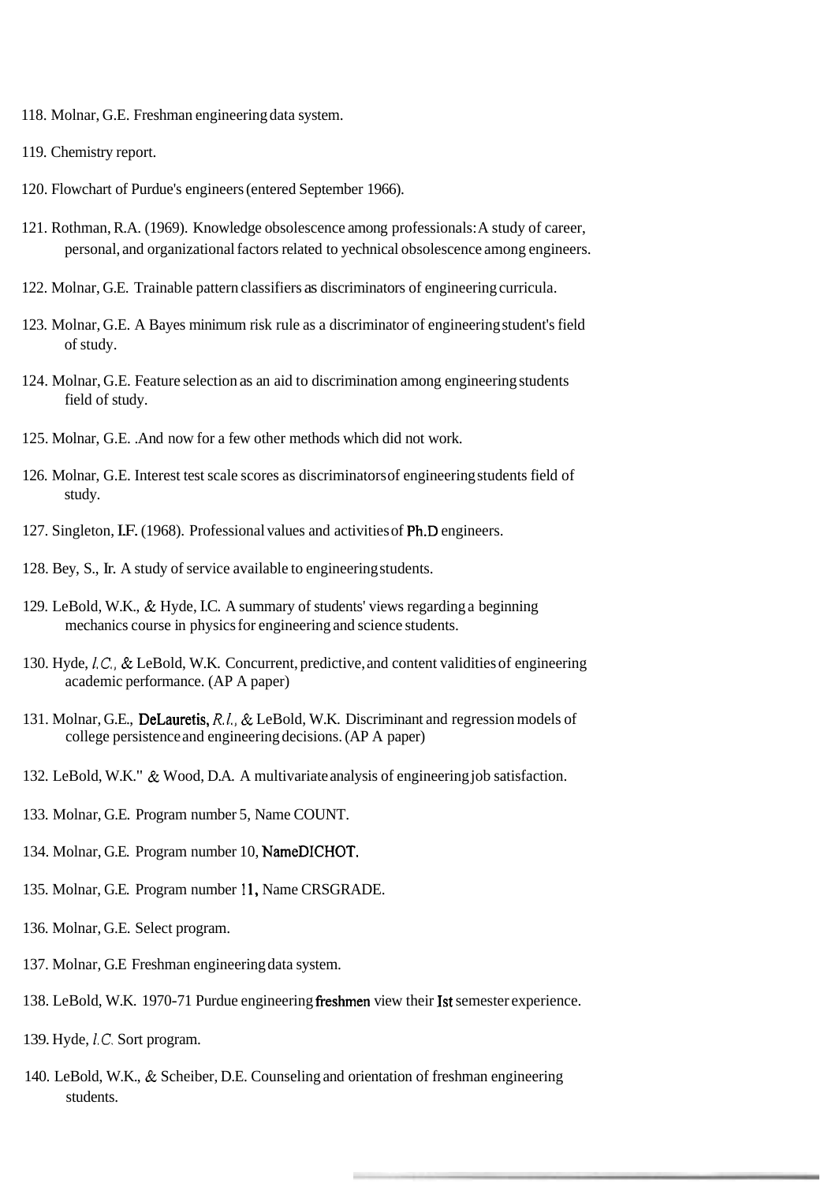118. Molnar, G.E. Freshman engineering data system.

119. Chemistry report.

120. Flowchart of Purdue's engineers (entered September 1966).

121. Rothman, R.A. (1969). Knowledge obsolescence among professionals: A study of career, personal, and organizational factors related to yechnical obsolescence among engineers.

122. Molnar, G.E. Trainable pattern classifiers as discriminators of engineering curricula.

123. Molnar, G.E. A Bayes minimum risk rule as a discriminator of engineering student's field of study.

124. Molnar, G.E. Feature selection as an aid to discrimination among engineering students field of study.

125. Molnar, G.E. .And now for a few other methods which did not work.

126. Molnar, G.E. Interest test scale scores as discriminators of engineering students field of study.

127. Singleton, I.F. (1968). Professional values and activities of Ph.D engineers.

128. Bey, S., Ir. A study of service available to engineering students.

129. LeBold, W.K., & Hyde, I.C. A summary of students' views regarding a beginning mechanics course in physics for engineering and science students.

130. Hyde, *I.C.,* & LeBold, W.K. Concurrent, predictive, and content validities of engineering academic performance. (AP A paper)

131. Molnar, G.E., DeLauretis, *R.I.,* & LeBold, W.K. Discriminant and regression models of college persistence and engineering decisions. (AP A paper)

132. LeBold, W.K." & Wood, D.A. A multivariate analysis of engineering job satisfaction.

133. Molnar, G.E. Program number 5, Name COUNT.

134. Molnar, G.E. Program number 10, NameDICHOT.

135. Molnar, G.E. Program number 11, Name CRSGRADE.

136. Molnar, G.E. Select program.

137. Molnar, G.E Freshman engineering data system.

138. LeBold, W.K. 1970-71 Purdue engineering freshmen view their Ist semester experience.

139. Hyde, *I.C.* Sort program.

140. LeBold, W.K., & Scheiber, D.E. Counseling and orientation of freshman engineering students.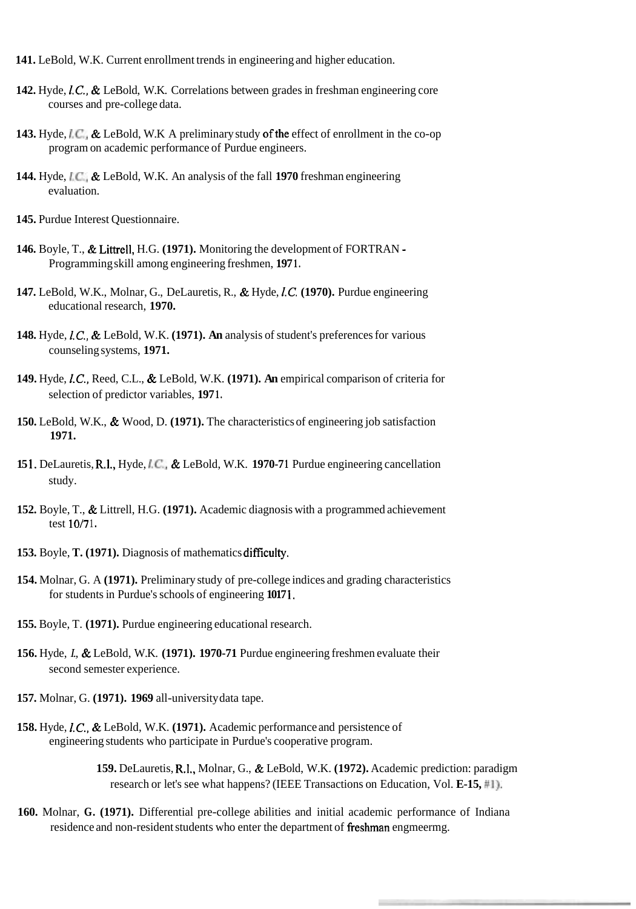**141.** LeBold, W.K. Current enrollment trends in engineering and higher education.

**142.** Hyde, *I.C.,* & LeBold, W.K. Correlations between grades in freshman engineering core courses and pre-college data.

**143.** Hyde, *I.C.,* & LeBold, W.K A preliminary study of the effect of enrollment in the co-op program on academic performance of Purdue engineers.

**144.** Hyde, *I.C.,* & LeBold, W.K. An analysis of the fall **1970** freshman engineering evaluation.

**145.** Purdue Interest Questionnaire.

**146.** Boyle, T., & Littrell, H.G. **(1971).** Monitoring the development of FORTRAN - Programming skill among engineering freshmen, **197**1.

**147.** LeBold, W.K., Molnar, G., DeLauretis, R., & Hyde, *I.C.* **(1970).** Purdue engineering educational research, **1970.**

**148.** Hyde, *I.C.,* & LeBold, W.K. **(1971). An** analysis of student's preferences for various counseling systems, **1971.**

**149.** Hyde, *I.C.,* Reed, C.L., & LeBold, W.K. **(1971). An** empirical comparison of criteria for selection of predictor variables, **197**1.

**150.** LeBold, W.K., & Wood, D. **(1971).** The characteristics of engineering job satisfaction **1971.**

**151.** DeLauretis, R.I., Hyde, *I.C.,* & LeBold, W.K. **1970-7**1 Purdue engineering cancellation study.

**152.** Boyle, T., & Littrell, H.G. **(1971).** Academic diagnosis with a programmed achievement test 10/71.

**153.** Boyle, **T. (1971).** Diagnosis of mathematics difficulty.

**154.** Molnar, G. A **(1971).** Preliminary study of pre-college indices and grading characteristics for students in Purdue's schools of engineering 10/71.

**155.** Boyle, T. **(1971).** Purdue engineering educational research.

**156.** Hyde, *I.,* & LeBold, W.K. **(1971). 1970-71** Purdue engineering freshmen evaluate their second semester experience.

**157.** Molnar, G. **(1971). 1969** all-university data tape.

**158.** Hyde, *I.C.,* & LeBold, W.K. **(1971).** Academic performance and persistence of engineering students who participate in Purdue's cooperative program.

**159.** DeLauretis, R.I., Molnar, G., & LeBold, W.K. **(1972).** Academic prediction: paradigm research or let's see what happens? (IEEE Transactions on Education, Vol. **E-15,** #1).

**160.** Molnar, **G. (1971).** Differential pre-college abilities and initial academic performance of Indiana residence and non-resident students who enter the department of freshman engmeermg.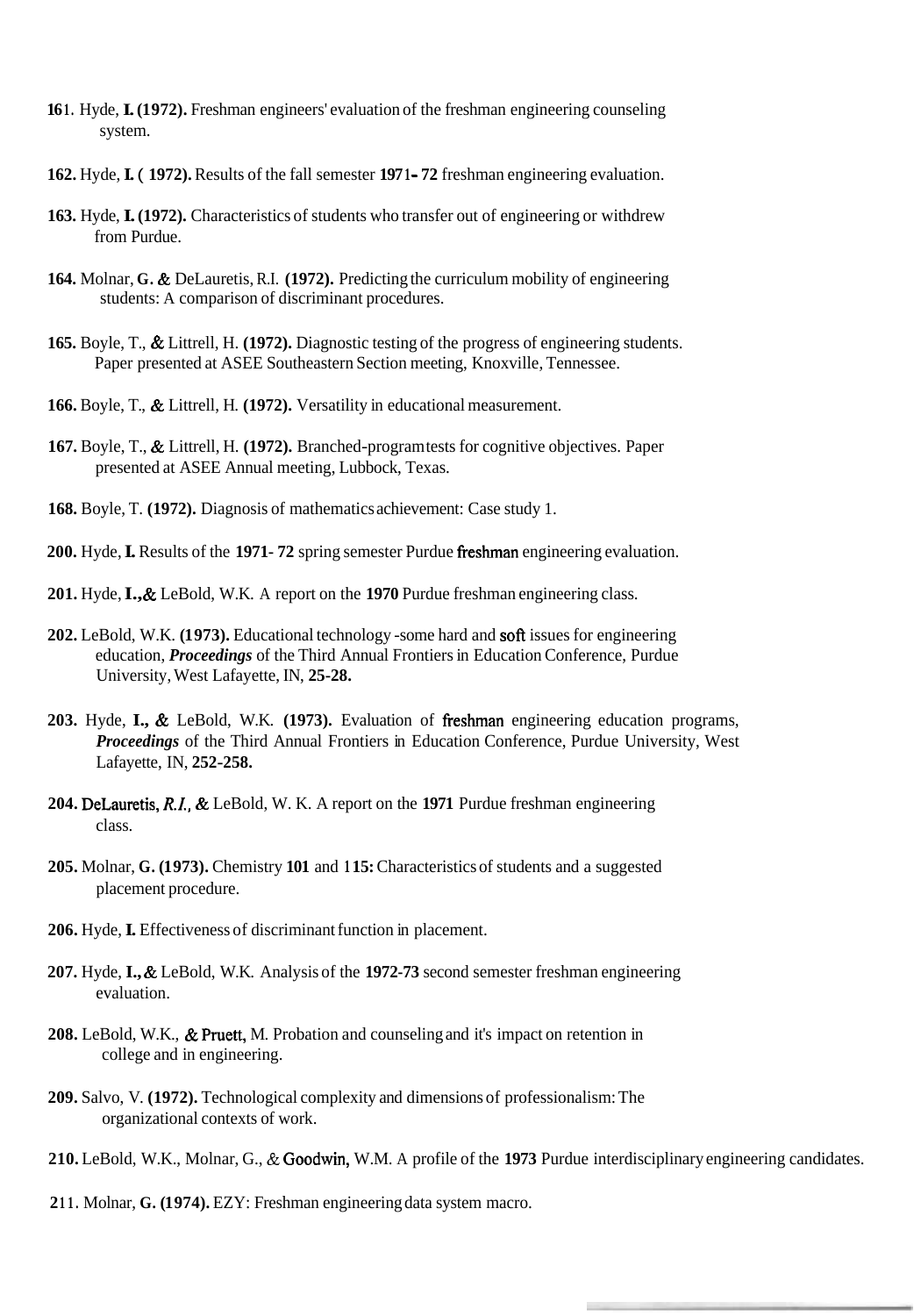**161.** Hyde, **I. (1972).** Freshman engineers' evaluation of the freshman engineering counseling system.

**162.** Hyde, **I. ( 1972).** Results of the fall semester **1971- 72** freshman engineering evaluation.

**163.** Hyde, **I. (1972).** Characteristics of students who transfer out of engineering or withdrew from Purdue.

**164.** Molnar, **G.** & DeLauretis, R.I. **(1972).** Predicting the curriculum mobility of engineering students: A comparison of discriminant procedures.

**165.** Boyle, T., & Littrell, H. **(1972).** Diagnostic testing of the progress of engineering students. Paper presented at ASEE Southeastern Section meeting, Knoxville, Tennessee.

**166.** Boyle, T., & Littrell, H. **(1972).** Versatility in educational measurement.

**167.** Boyle, T., & Littrell, H. **(1972).** Branched-program tests for cognitive objectives. Paper presented at ASEE Annual meeting, Lubbock, Texas.

**168.** Boyle, T. **(1972).** Diagnosis of mathematics achievement: Case study 1.

**200.** Hyde, **I.** Results of the **1971- 72** spring semester Purdue freshman engineering evaluation.

**201.** Hyde, **I.,** & LeBold, W.K. A report on the **1970** Purdue freshman engineering class.

**202.** LeBold, W.K. **(1973).** Educational technology -some hard and soft issues for engineering education, ***Proceedings*** of the Third Annual Frontiers in Education Conference, Purdue University, West Lafayette, IN, **25-28.**

**203.** Hyde, **I.,** & LeBold, W.K. **(1973).** Evaluation of freshman engineering education programs, ***Proceedings*** of the Third Annual Frontiers in Education Conference, Purdue University, West Lafayette, IN, **252-258.**

**204.** DeLauretis, *R.I.,* & LeBold, W. K. A report on the **1971** Purdue freshman engineering class.

**205.** Molnar, **G. (1973).** Chemistry **101** and 1**15:** Characteristics of students and a suggested placement procedure.

**206.** Hyde, **I.** Effectiveness of discriminant function in placement.

**207.** Hyde, **I.,** & LeBold, W.K. Analysis of the **1972-73** second semester freshman engineering evaluation.

**208.** LeBold, W.K., & Pruett, M. Probation and counseling and it's impact on retention in college and in engineering.

**209.** Salvo, V. **(1972).** Technological complexity and dimensions of professionalism: The organizational contexts of work.

**210.** LeBold, W.K., Molnar, G., & Goodwin, W.M. A profile of the **1973** Purdue interdisciplinary engineering candidates.

**211.** Molnar, **G. (1974).** EZY: Freshman engineering data system macro.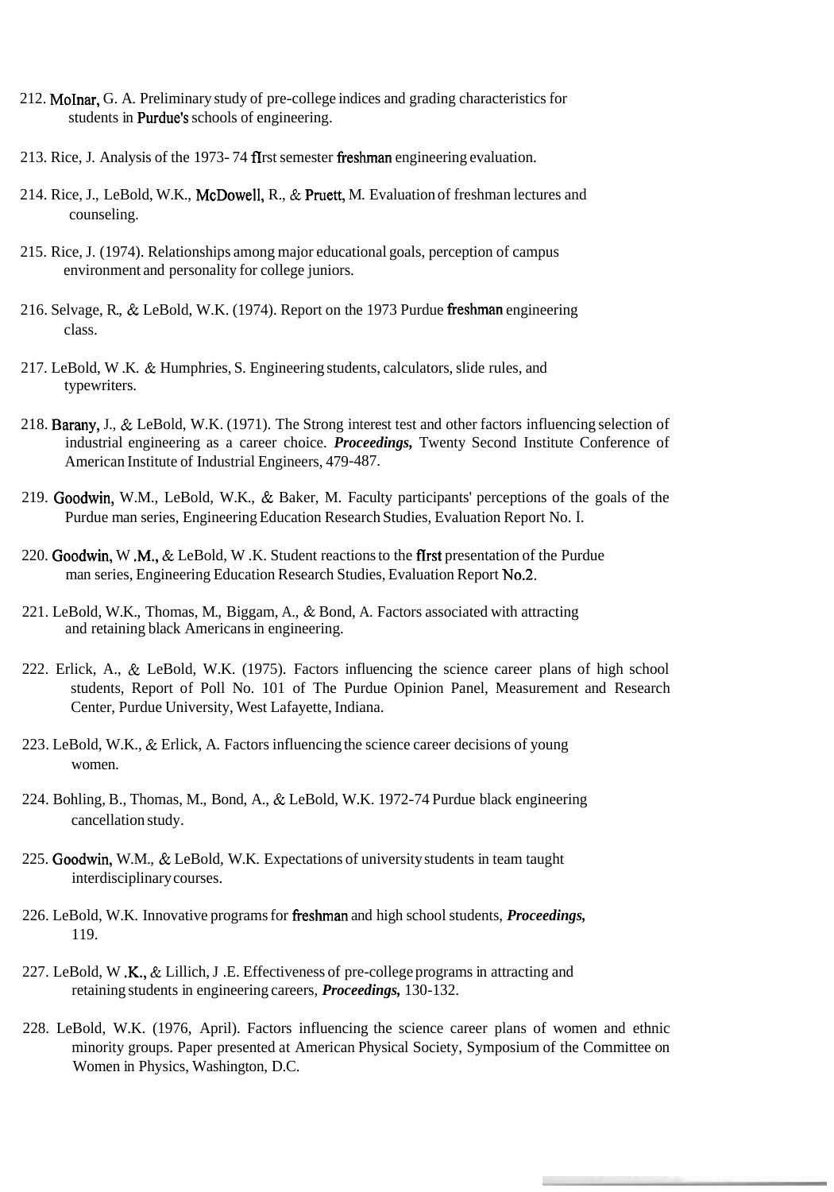212. Molnar, G. A. Preliminary study of pre-college indices and grading characteristics for students in Purdue's schools of engineering.

213. Rice, J. Analysis of the 1973- 74 first semester freshman engineering evaluation.

214. Rice, J., LeBold, W.K., McDowell, R., & Pruett, M. Evaluation of freshman lectures and counseling.

215. Rice, J. (1974). Relationships among major educational goals, perception of campus environment and personality for college juniors.

216. Selvage, R., & LeBold, W.K. (1974). Report on the 1973 Purdue freshman engineering class.

217. LeBold, W .K. & Humphries, S. Engineering students, calculators, slide rules, and typewriters.

218. Barany, J., & LeBold, W.K. (1971). The Strong interest test and other factors influencing selection of industrial engineering as a career choice. ***Proceedings,*** Twenty Second Institute Conference of American Institute of Industrial Engineers, 479-487.

219. Goodwin, W.M., LeBold, W.K., & Baker, M. Faculty participants' perceptions of the goals of the Purdue man series, Engineering Education Research Studies, Evaluation Report No. I.

220. Goodwin, W .M., & LeBold, W .K. Student reactions to the first presentation of the Purdue man series, Engineering Education Research Studies, Evaluation Report No.2.

221. LeBold, W.K., Thomas, M., Biggam, A., & Bond, A. Factors associated with attracting and retaining black Americans in engineering.

222. Erlick, A., & LeBold, W.K. (1975). Factors influencing the science career plans of high school students, Report of Poll No. 101 of The Purdue Opinion Panel, Measurement and Research Center, Purdue University, West Lafayette, Indiana.

223. LeBold, W.K., & Erlick, A. Factors influencing the science career decisions of young women.

224. Bohling, B., Thomas, M., Bond, A., & LeBold, W.K. 1972-74 Purdue black engineering cancellation study.

225. Goodwin, W.M., & LeBold, W.K. Expectations of university students in team taught interdisciplinary courses.

226. LeBold, W.K. Innovative programs for freshman and high school students, ***Proceedings,*** 119.

227. LeBold, W .K., & Lillich, J .E. Effectiveness of pre-college programs in attracting and retaining students in engineering careers, ***Proceedings,*** 130-132.

228. LeBold, W.K. (1976, April). Factors influencing the science career plans of women and ethnic minority groups. Paper presented at American Physical Society, Symposium of the Committee on Women in Physics, Washington, D.C.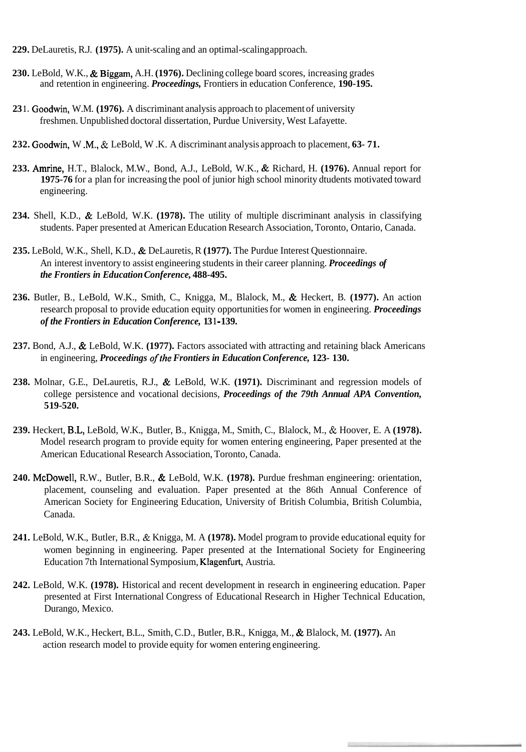**229.** DeLauretis, R.J. **(1975).** A unit-scaling and an optimal-scaling approach.

**230.** LeBold, W.K., & Biggam, A.H. **(1976).** Declining college board scores, increasing grades and retention in engineering. ***Proceedings,*** Frontiers in education Conference, **190-195.**

**231.** Goodwin, W.M. **(1976).** A discriminant analysis approach to placement of university freshmen. Unpublished doctoral dissertation, Purdue University, West Lafayette.

**232.** Goodwin, W .M., & LeBold, W .K. A discriminant analysis approach to placement, **63- 71.**

**233.** Amrine, H.T., Blalock, M.W., Bond, A.J., LeBold, W.K., & Richard, H. **(1976).** Annual report for **1975-76** for a plan for increasing the pool of junior high school minority dtudents motivated toward engineering.

**234.** Shell, K.D., & LeBold, W.K. **(1978).** The utility of multiple discriminant analysis in classifying students. Paper presented at American Education Research Association, Toronto, Ontario, Canada.

**235.** LeBold, W.K., Shell, K.D., & DeLauretis, R **(1977).** The Purdue Interest Questionnaire. An interest inventory to assist engineering students in their career planning. ***Proceedings of the Frontiers in Education Conference,* 488-495.**

**236.** Butler, B., LeBold, W.K., Smith, C., Knigga, M., Blalock, M., & Heckert, B. **(1977).** An action research proposal to provide education equity opportunities for women in engineering. ***Proceedings of the Frontiers in Education Conference,* 131-139.**

**237.** Bond, A.J., & LeBold, W.K. **(1977).** Factors associated with attracting and retaining black Americans in engineering, ***Proceedings of the Frontiers in Education Conference,* 123- 130.**

**238.** Molnar, G.E., DeLauretis, R.J., & LeBold, W.K. **(1971).** Discriminant and regression models of college persistence and vocational decisions, ***Proceedings of the 79th Annual APA Convention,* 519-520.**

**239.** Heckert, B.L, LeBold, W.K., Butler, B., Knigga, M., Smith, C., Blalock, M., & Hoover, E. A **(1978).** Model research program to provide equity for women entering engineering, Paper presented at the American Educational Research Association, Toronto, Canada.

**240.** McDowell, R.W., Butler, B.R., & LeBold, W.K. **(1978).** Purdue freshman engineering: orientation, placement, counseling and evaluation. Paper presented at the 86th Annual Conference of American Society for Engineering Education, University of British Columbia, British Columbia, Canada.

**241.** LeBold, W.K., Butler, B.R., & Knigga, M. A **(1978).** Model program to provide educational equity for women beginning in engineering. Paper presented at the International Society for Engineering Education 7th International Symposium, Klagenfurt, Austria.

**242.** LeBold, W.K. **(1978).** Historical and recent development in research in engineering education. Paper presented at First International Congress of Educational Research in Higher Technical Education, Durango, Mexico.

**243.** LeBold, W.K., Heckert, B.L., Smith, C.D., Butler, B.R., Knigga, M., & Blalock, M. **(1977).** An action research model to provide equity for women entering engineering.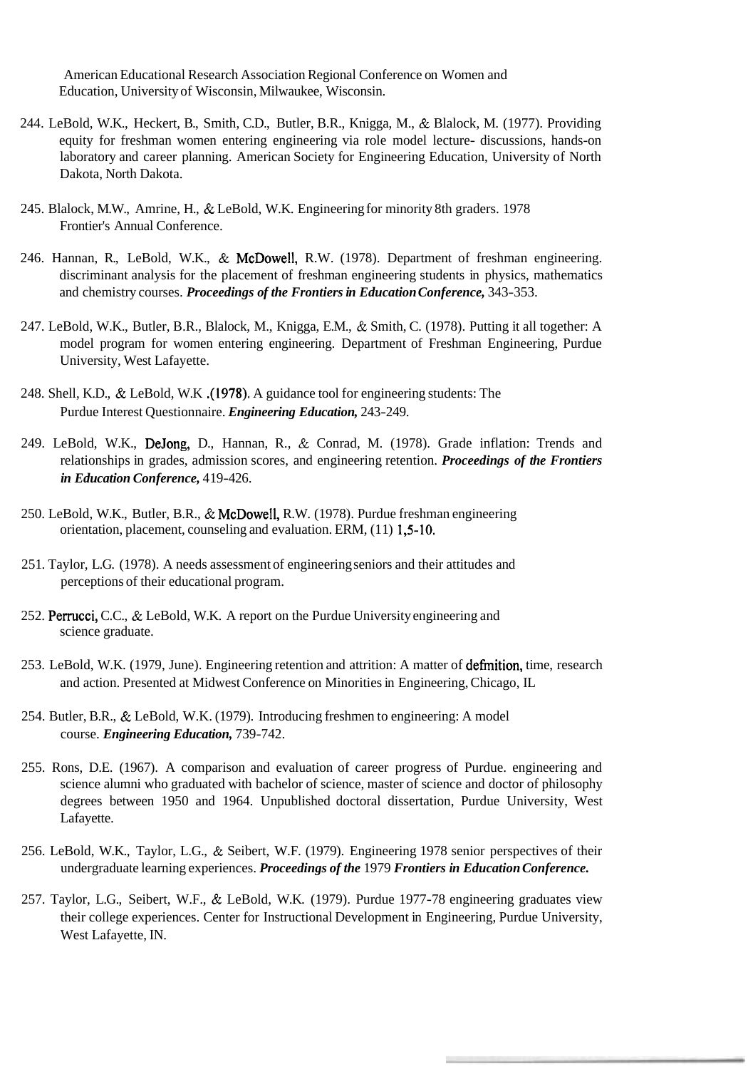American Educational Research Association Regional Conference on Women and Education, University of Wisconsin, Milwaukee, Wisconsin.

244. LeBold, W.K., Heckert, B., Smith, C.D., Butler, B.R., Knigga, M., & Blalock, M. (1977). Providing equity for freshman women entering engineering via role model lecture- discussions, hands-on laboratory and career planning. American Society for Engineering Education, University of North Dakota, North Dakota.

245. Blalock, M.W., Amrine, H., & LeBold, W.K. Engineering for minority 8th graders. 1978 Frontier's Annual Conference.

246. Hannan, R., LeBold, W.K., & McDowell, R.W. (1978). Department of freshman engineering. discriminant analysis for the placement of freshman engineering students in physics, mathematics and chemistry courses. ***Proceedings of the Frontiers in Education Conference,*** 343-353.

247. LeBold, W.K., Butler, B.R., Blalock, M., Knigga, E.M., & Smith, C. (1978). Putting it all together: A model program for women entering engineering. Department of Freshman Engineering, Purdue University, West Lafayette.

248. Shell, K.D., & LeBold, W.K .(1978). A guidance tool for engineering students: The Purdue Interest Questionnaire. ***Engineering Education,*** 243-249.

249. LeBold, W.K., DeJong, D., Hannan, R., & Conrad, M. (1978). Grade inflation: Trends and relationships in grades, admission scores, and engineering retention. ***Proceedings of the Frontiers in Education Conference,*** 419-426.

250. LeBold, W.K., Butler, B.R., & McDowell, R.W. (1978). Purdue freshman engineering orientation, placement, counseling and evaluation. ERM, (11) 1,5-10.

251. Taylor, L.G. (1978). A needs assessment of engineering seniors and their attitudes and perceptions of their educational program.

252. Perrucci, C.C., & LeBold, W.K. A report on the Purdue University engineering and science graduate.

253. LeBold, W.K. (1979, June). Engineering retention and attrition: A matter of defmition, time, research and action. Presented at Midwest Conference on Minorities in Engineering, Chicago, IL

254. Butler, B.R., & LeBold, W.K. (1979). Introducing freshmen to engineering: A model course. ***Engineering Education,*** 739-742.

255. Rons, D.E. (1967). A comparison and evaluation of career progress of Purdue. engineering and science alumni who graduated with bachelor of science, master of science and doctor of philosophy degrees between 1950 and 1964. Unpublished doctoral dissertation, Purdue University, West Lafayette.

256. LeBold, W.K., Taylor, L.G., & Seibert, W.F. (1979). Engineering 1978 senior perspectives of their undergraduate learning experiences. ***Proceedings of the*** 1979 ***Frontiers in Education Conference.***

257. Taylor, L.G., Seibert, W.F., & LeBold, W.K. (1979). Purdue 1977-78 engineering graduates view their college experiences. Center for Instructional Development in Engineering, Purdue University, West Lafayette, IN.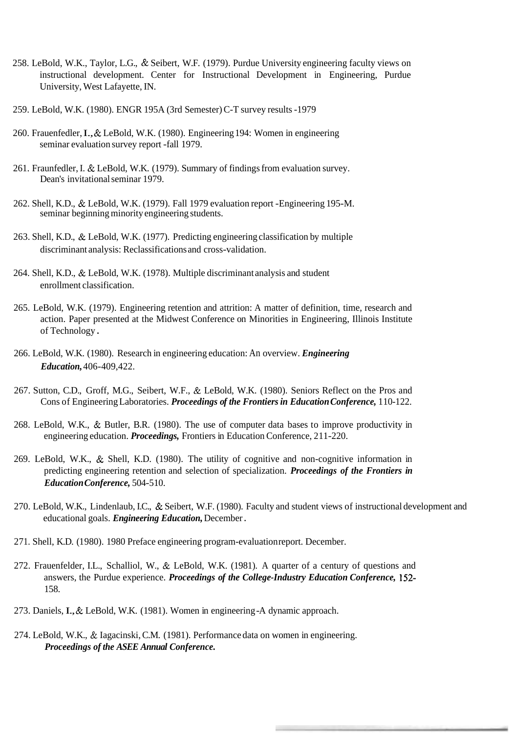258. LeBold, W.K., Taylor, L.G., & Seibert, W.F. (1979). Purdue University engineering faculty views on instructional development. Center for Instructional Development in Engineering, Purdue University, West Lafayette, IN.

259. LeBold, W.K. (1980). ENGR 195A (3rd Semester) C-T survey results -1979

260. Frauenfedler, I., & LeBold, W.K. (1980). Engineering 194: Women in engineering seminar evaluation survey report -fall 1979.

261. Fraunfedler, I. & LeBold, W.K. (1979). Summary of findings from evaluation survey. Dean's invitational seminar 1979.

262. Shell, K.D., & LeBold, W.K. (1979). Fall 1979 evaluation report -Engineering 195-M. seminar beginning minority engineering students.

263. Shell, K.D., & LeBold, W.K. (1977). Predicting engineering classification by multiple discriminant analysis: Reclassifications and cross-validation.

264. Shell, K.D., & LeBold, W.K. (1978). Multiple discriminant analysis and student enrollment classification.

265. LeBold, W.K. (1979). Engineering retention and attrition: A matter of definition, time, research and action. Paper presented at the Midwest Conference on Minorities in Engineering, Illinois Institute of Technology.

266. LeBold, W.K. (1980). Research in engineering education: An overview. ***Engineering Education,*** 406-409,422.

267. Sutton, C.D., Groff, M.G., Seibert, W.F., & LeBold, W.K. (1980). Seniors Reflect on the Pros and Cons of Engineering Laboratories. ***Proceedings of the Frontiers in Education Conference,*** 110-122.

268. LeBold, W.K., & Butler, B.R. (1980). The use of computer data bases to improve productivity in engineering education. ***Proceedings,*** Frontiers in Education Conference, 211-220.

269. LeBold, W.K., & Shell, K.D. (1980). The utility of cognitive and non-cognitive information in predicting engineering retention and selection of specialization. ***Proceedings of the Frontiers in Education Conference,*** 504-510.

270. LeBold, W.K., Lindenlaub, I.C., & Seibert, W.F. (1980). Faculty and student views of instructional development and educational goals. ***Engineering Education,*** December.

271. Shell, K.D. (1980). 1980 Preface engineering program-evaluation report. December.

272. Frauenfelder, I.L., Schalliol, W., & LeBold, W.K. (1981). A quarter of a century of questions and answers, the Purdue experience. ***Proceedings of the College-Industry Education Conference,*** 152-158.

273. Daniels, I., & LeBold, W.K. (1981). Women in engineering -A dynamic approach.

274. LeBold, W.K., & Iagacinski, C.M. (1981). Performance data on women in engineering. ***Proceedings of the ASEE Annual Conference.***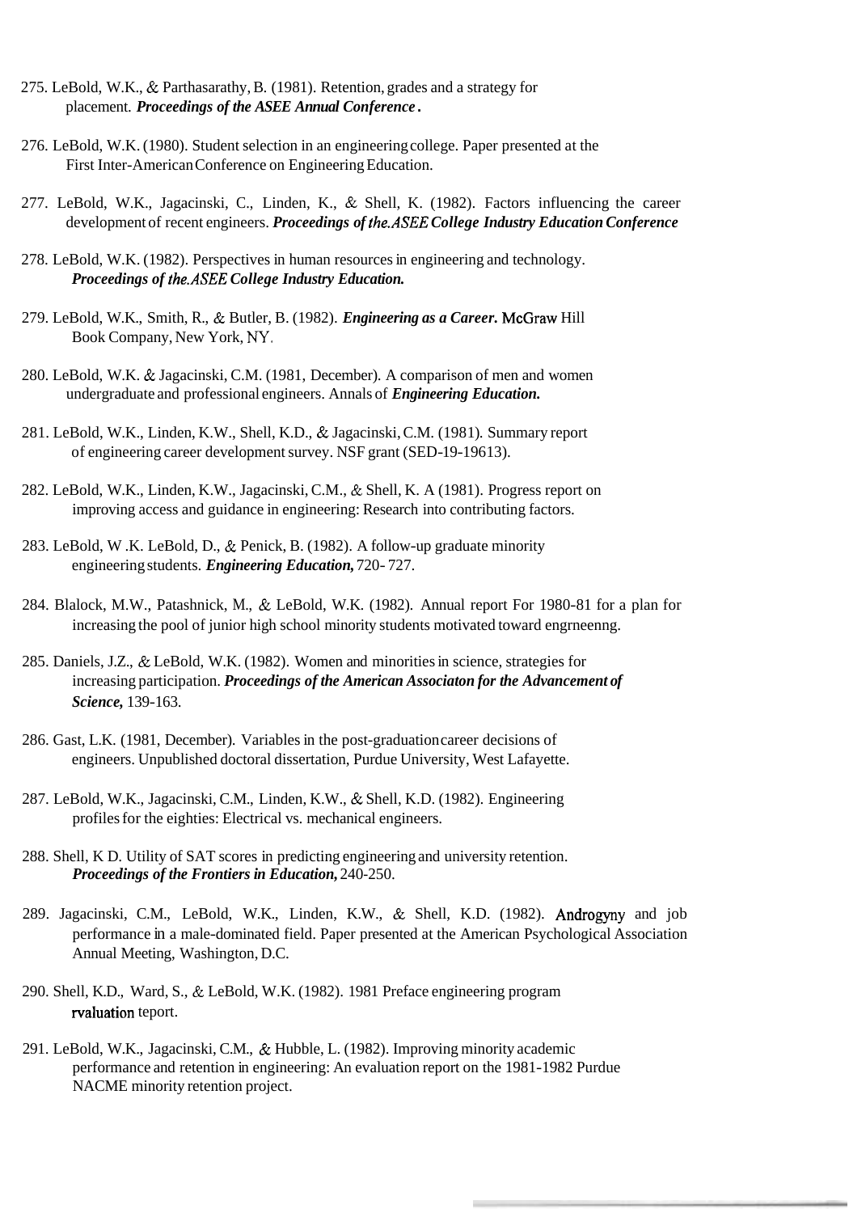275. LeBold, W.K., & Parthasarathy, B. (1981). Retention, grades and a strategy for placement. ***Proceedings of the ASEE Annual Conference*.**

276. LeBold, W.K. (1980). Student selection in an engineering college. Paper presented at the First Inter-American Conference on Engineering Education.

277. LeBold, W.K., Jagacinski, C., Linden, K., & Shell, K. (1982). Factors influencing the career development of recent engineers. ***Proceedings of the ASEE College Industry Education Conference***

278. LeBold, W.K. (1982). Perspectives in human resources in engineering and technology. ***Proceedings of the ASEE College Industry Education.***

279. LeBold, W.K., Smith, R., & Butler, B. (1982). ***Engineering as a Career*.** McGraw Hill Book Company, New York, NY.

280. LeBold, W.K. & Jagacinski, C.M. (1981, December). A comparison of men and women undergraduate and professional engineers. Annals of ***Engineering Education.***

281. LeBold, W.K., Linden, K.W., Shell, K.D., & Jagacinski, C.M. (1981). Summary report of engineering career development survey. NSF grant (SED-19-19613).

282. LeBold, W.K., Linden, K.W., Jagacinski, C.M., & Shell, K. A (1981). Progress report on improving access and guidance in engineering: Research into contributing factors.

283. LeBold, W .K. LeBold, D., & Penick, B. (1982). A follow-up graduate minority engineering students. ***Engineering Education,*** 720- 727.

284. Blalock, M.W., Patashnick, M., & LeBold, W.K. (1982). Annual report For 1980-81 for a plan for increasing the pool of junior high school minority students motivated toward engrneenng.

285. Daniels, J.Z., & LeBold, W.K. (1982). Women and minorities in science, strategies for increasing participation. ***Proceedings of the American Associaton for the Advancement of Science,*** 139-163.

286. Gast, L.K. (1981, December). Variables in the post-graduation career decisions of engineers. Unpublished doctoral dissertation, Purdue University, West Lafayette.

287. LeBold, W.K., Jagacinski, C.M., Linden, K.W., & Shell, K.D. (1982). Engineering profiles for the eighties: Electrical vs. mechanical engineers.

288. Shell, K D. Utility of SAT scores in predicting engineering and university retention. ***Proceedings of the Frontiers in Education,*** 240-250.

289. Jagacinski, C.M., LeBold, W.K., Linden, K.W., & Shell, K.D. (1982). Androgyny and job performance in a male-dominated field. Paper presented at the American Psychological Association Annual Meeting, Washington, D.C.

290. Shell, K.D., Ward, S., & LeBold, W.K. (1982). 1981 Preface engineering program rvaluation teport.

291. LeBold, W.K., Jagacinski, C.M., & Hubble, L. (1982). Improving minority academic performance and retention in engineering: An evaluation report on the 1981-1982 Purdue NACME minority retention project.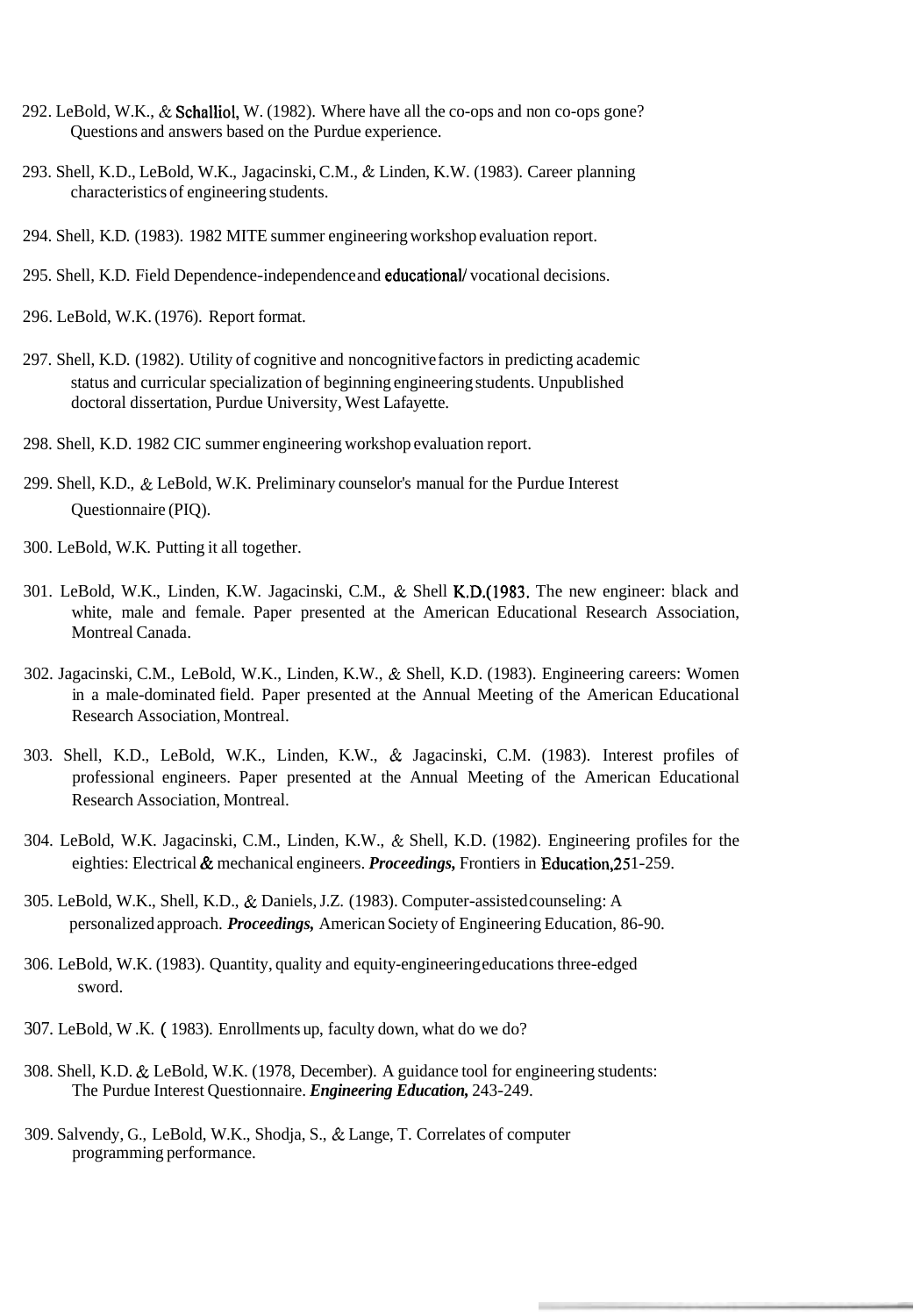292. LeBold, W.K., & Schalliol, W. (1982). Where have all the co-ops and non co-ops gone? Questions and answers based on the Purdue experience.

293. Shell, K.D., LeBold, W.K., Jagacinski, C.M., & Linden, K.W. (1983). Career planning characteristics of engineering students.

294. Shell, K.D. (1983). 1982 MITE summer engineering workshop evaluation report.

295. Shell, K.D. Field Dependence-independence and educational/ vocational decisions.

296. LeBold, W.K. (1976). Report format.

297. Shell, K.D. (1982). Utility of cognitive and noncognitive factors in predicting academic status and curricular specialization of beginning engineering students. Unpublished doctoral dissertation, Purdue University, West Lafayette.

298. Shell, K.D. 1982 CIC summer engineering workshop evaluation report.

299. Shell, K.D., & LeBold, W.K. Preliminary counselor's manual for the Purdue Interest Questionnaire (PIQ).

300. LeBold, W.K. Putting it all together.

301. LeBold, W.K., Linden, K.W. Jagacinski, C.M., & Shell K.D.(1983. The new engineer: black and white, male and female. Paper presented at the American Educational Research Association, Montreal Canada.

302. Jagacinski, C.M., LeBold, W.K., Linden, K.W., & Shell, K.D. (1983). Engineering careers: Women in a male-dominated field. Paper presented at the Annual Meeting of the American Educational Research Association, Montreal.

303. Shell, K.D., LeBold, W.K., Linden, K.W., & Jagacinski, C.M. (1983). Interest profiles of professional engineers. Paper presented at the Annual Meeting of the American Educational Research Association, Montreal.

304. LeBold, W.K. Jagacinski, C.M., Linden, K.W., & Shell, K.D. (1982). Engineering profiles for the eighties: Electrical & mechanical engineers. ***Proceedings,*** Frontiers in Education,251-259.

305. LeBold, W.K., Shell, K.D., & Daniels, J.Z. (1983). Computer-assisted counseling: A personalized approach. ***Proceedings,*** American Society of Engineering Education, 86-90.

306. LeBold, W.K. (1983). Quantity, quality and equity-engineering educations three-edged sword.

307. LeBold, W .K. ( 1983). Enrollments up, faculty down, what do we do?

308. Shell, K.D. & LeBold, W.K. (1978, December). A guidance tool for engineering students: The Purdue Interest Questionnaire. ***Engineering Education,*** 243-249.

309. Salvendy, G., LeBold, W.K., Shodja, S., & Lange, T. Correlates of computer programming performance.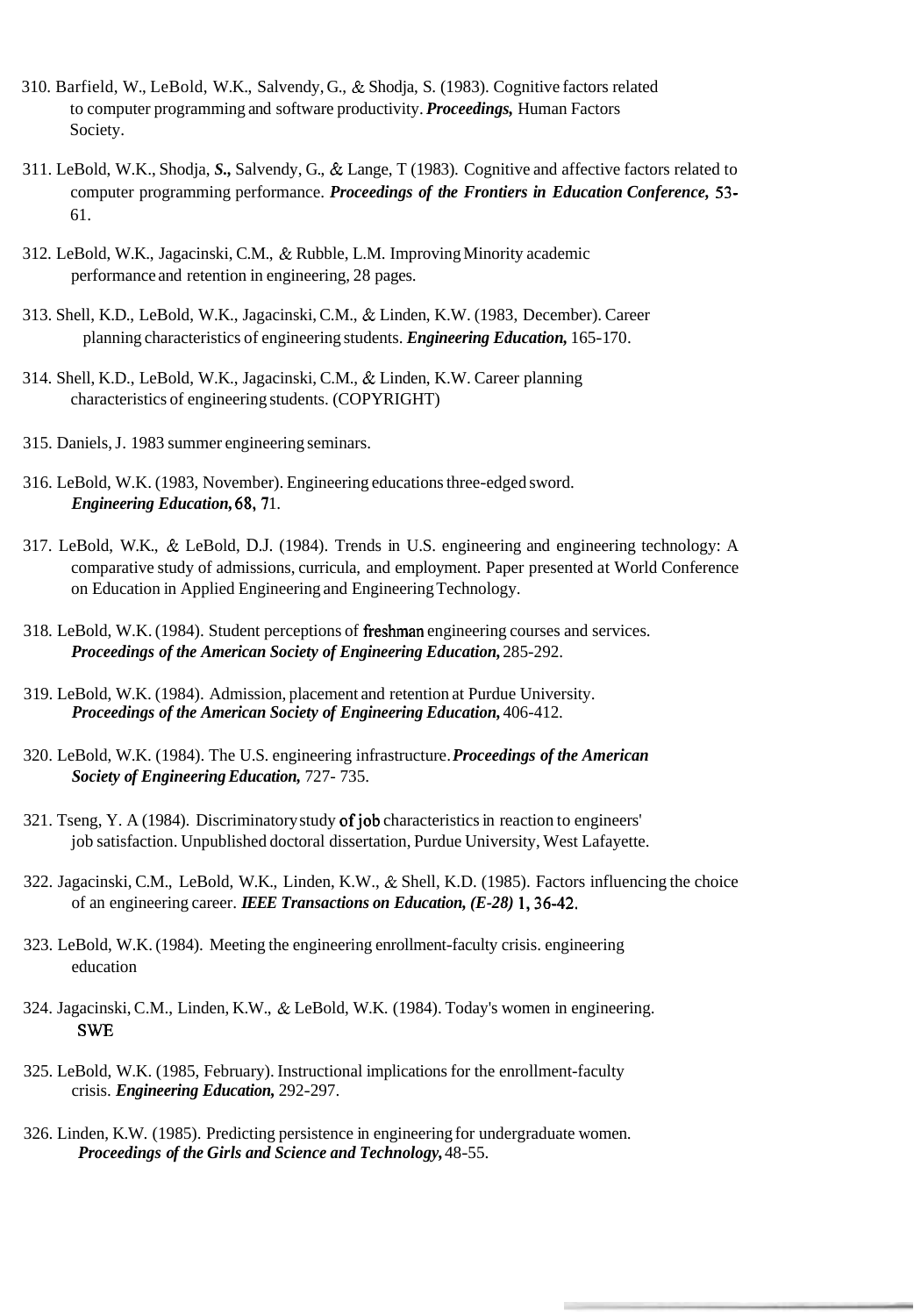310. Barfield, W., LeBold, W.K., Salvendy, G., & Shodja, S. (1983). Cognitive factors related to computer programming and software productivity. ***Proceedings,*** Human Factors Society.

311. LeBold, W.K., Shodja, ***S.,*** Salvendy, G., & Lange, T (1983). Cognitive and affective factors related to computer programming performance. ***Proceedings of the Frontiers in Education Conference,*** 53-61.

312. LeBold, W.K., Jagacinski, C.M., & Rubble, L.M. Improving Minority academic performance and retention in engineering, 28 pages.

313. Shell, K.D., LeBold, W.K., Jagacinski, C.M., & Linden, K.W. (1983, December). Career planning characteristics of engineering students. ***Engineering Education,*** 165-170.

314. Shell, K.D., LeBold, W.K., Jagacinski, C.M., & Linden, K.W. Career planning characteristics of engineering students. (COPYRIGHT)

315. Daniels, J. 1983 summer engineering seminars.

316. LeBold, W.K. (1983, November). Engineering educations three-edged sword. ***Engineering Education,*** 68, 71.

317. LeBold, W.K., & LeBold, D.J. (1984). Trends in U.S. engineering and engineering technology: A comparative study of admissions, curricula, and employment. Paper presented at World Conference on Education in Applied Engineering and Engineering Technology.

318. LeBold, W.K. (1984). Student perceptions of freshman engineering courses and services. ***Proceedings of the American Society of Engineering Education,*** 285-292.

319. LeBold, W.K. (1984). Admission, placement and retention at Purdue University. ***Proceedings of the American Society of Engineering Education,*** 406-412.

320. LeBold, W.K. (1984). The U.S. engineering infrastructure. ***Proceedings of the American Society of Engineering Education,*** 727- 735.

321. Tseng, Y. A (1984). Discriminatory study of job characteristics in reaction to engineers' job satisfaction. Unpublished doctoral dissertation, Purdue University, West Lafayette.

322. Jagacinski, C.M., LeBold, W.K., Linden, K.W., & Shell, K.D. (1985). Factors influencing the choice of an engineering career. ***IEEE Transactions on Education, (E-28)*** 1, 36-42.

323. LeBold, W.K. (1984). Meeting the engineering enrollment-faculty crisis. engineering education

324. Jagacinski, C.M., Linden, K.W., & LeBold, W.K. (1984). Today's women in engineering. SWE

325. LeBold, W.K. (1985, February). Instructional implications for the enrollment-faculty crisis. ***Engineering Education,*** 292-297.

326. Linden, K.W. (1985). Predicting persistence in engineering for undergraduate women. ***Proceedings of the Girls and Science and Technology,*** 48-55.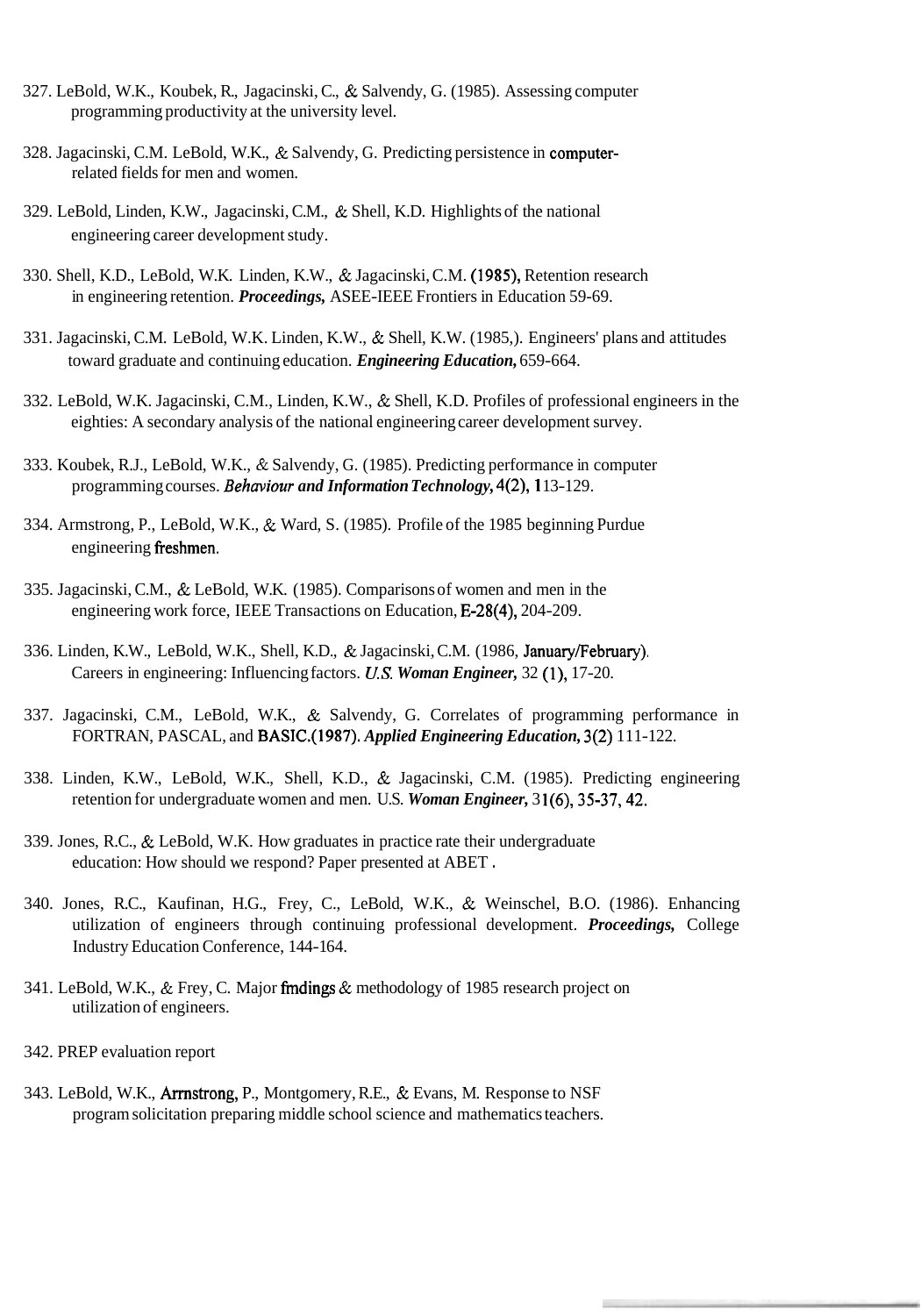327. LeBold, W.K., Koubek, R., Jagacinski, C., & Salvendy, G. (1985). Assessing computer programming productivity at the university level.

328. Jagacinski, C.M. LeBold, W.K., & Salvendy, G. Predicting persistence in computer-related fields for men and women.

329. LeBold, Linden, K.W., Jagacinski, C.M., & Shell, K.D. Highlights of the national engineering career development study.

330. Shell, K.D., LeBold, W.K. Linden, K.W., & Jagacinski, C.M. (1985), Retention research in engineering retention. ***Proceedings,*** ASEE-IEEE Frontiers in Education 59-69.

331. Jagacinski, C.M. LeBold, W.K. Linden, K.W., & Shell, K.W. (1985,). Engineers' plans and attitudes toward graduate and continuing education. ***Engineering Education,*** 659-664.

332. LeBold, W.K. Jagacinski, C.M., Linden, K.W., & Shell, K.D. Profiles of professional engineers in the eighties: A secondary analysis of the national engineering career development survey.

333. Koubek, R.J., LeBold, W.K., & Salvendy, G. (1985). Predicting performance in computer programming courses. ***Behaviour and Information Technology,*** 4(2), 113-129.

334. Armstrong, P., LeBold, W.K., & Ward, S. (1985). Profile of the 1985 beginning Purdue engineering freshmen.

335. Jagacinski, C.M., & LeBold, W.K. (1985). Comparisons of women and men in the engineering work force, IEEE Transactions on Education, E-28(4), 204-209.

336. Linden, K.W., LeBold, W.K., Shell, K.D., & Jagacinski, C.M. (1986, January/February). Careers in engineering: Influencing factors. ***U.S. Woman Engineer,*** 32 (1), 17-20.

337. Jagacinski, C.M., LeBold, W.K., & Salvendy, G. Correlates of programming performance in FORTRAN, PASCAL, and BASIC.(1987). ***Applied Engineering Education,*** 3(2) 111-122.

338. Linden, K.W., LeBold, W.K., Shell, K.D., & Jagacinski, C.M. (1985). Predicting engineering retention for undergraduate women and men. U.S. ***Woman Engineer,*** 31(6), 35-37, 42.

339. Jones, R.C., & LeBold, W.K. How graduates in practice rate their undergraduate education: How should we respond? Paper presented at ABET .

340. Jones, R.C., Kaufinan, H.G., Frey, C., LeBold, W.K., & Weinschel, B.O. (1986). Enhancing utilization of engineers through continuing professional development. ***Proceedings,*** College Industry Education Conference, 144-164.

341. LeBold, W.K., & Frey, C. Major fmdings & methodology of 1985 research project on utilization of engineers.

342. PREP evaluation report

343. LeBold, W.K., Armstrong, P., Montgomery, R.E., & Evans, M. Response to NSF program solicitation preparing middle school science and mathematics teachers.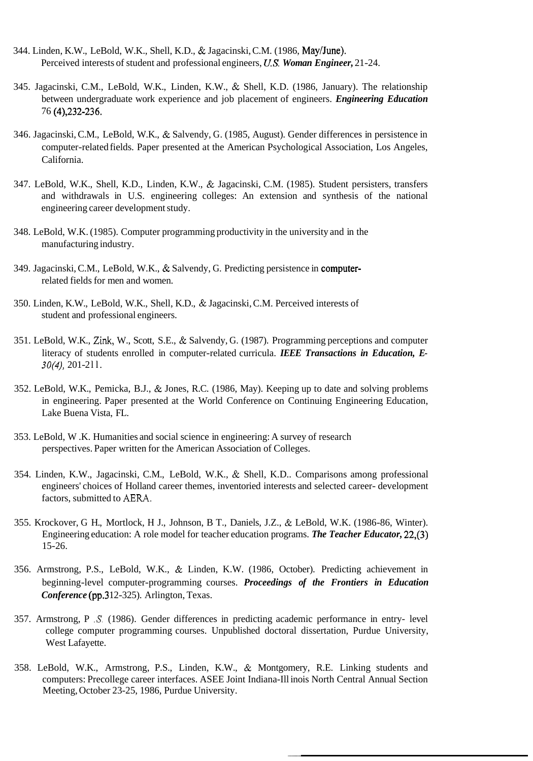344. Linden, K.W., LeBold, W.K., Shell, K.D., & Jagacinski, C.M. (1986, May/June). Perceived interests of student and professional engineers, ***U.S. Woman Engineer,*** 21-24.

345. Jagacinski, C.M., LeBold, W.K., Linden, K.W., & Shell, K.D. (1986, January). The relationship between undergraduate work experience and job placement of engineers. ***Engineering Education*** 76 (4),232-236.

346. Jagacinski, C.M., LeBold, W.K., & Salvendy, G. (1985, August). Gender differences in persistence in computer-related fields. Paper presented at the American Psychological Association, Los Angeles, California.

347. LeBold, W.K., Shell, K.D., Linden, K.W., & Jagacinski, C.M. (1985). Student persisters, transfers and withdrawals in U.S. engineering colleges: An extension and synthesis of the national engineering career development study.

348. LeBold, W.K. (1985). Computer programming productivity in the university and in the manufacturing industry.

349. Jagacinski, C.M., LeBold, W.K., & Salvendy, G. Predicting persistence in computer-related fields for men and women.

350. Linden, K.W., LeBold, W.K., Shell, K.D., & Jagacinski, C.M. Perceived interests of student and professional engineers.

351. LeBold, W.K., Zink, W., Scott, S.E., & Salvendy, G. (1987). Programming perceptions and computer literacy of students enrolled in computer-related curricula. ***IEEE Transactions in Education, E-*** *30(4),* 201-211.

352. LeBold, W.K., Pemicka, B.J., & Jones, R.C. (1986, May). Keeping up to date and solving problems in engineering. Paper presented at the World Conference on Continuing Engineering Education, Lake Buena Vista, FL.

353. LeBold, W .K. Humanities and social science in engineering: A survey of research perspectives. Paper written for the American Association of Colleges.

354. Linden, K.W., Jagacinski, C.M., LeBold, W.K., & Shell, K.D.. Comparisons among professional engineers' choices of Holland career themes, inventoried interests and selected career- development factors, submitted to AERA.

355. Krockover, G H., Mortlock, H J., Johnson, B T., Daniels, J.Z., & LeBold, W.K. (1986-86, Winter). Engineering education: A role model for teacher education programs. ***The Teacher Educator,*** 22,(3) 15-26.

356. Armstrong, P.S., LeBold, W.K., & Linden, K.W. (1986, October). Predicting achievement in beginning-level computer-programming courses. ***Proceedings of the Frontiers in Education Conference*** (pp.312-325). Arlington, Texas.

357. Armstrong, P .S. (1986). Gender differences in predicting academic performance in entry- level college computer programming courses. Unpublished doctoral dissertation, Purdue University, West Lafayette.

358. LeBold, W.K., Armstrong, P.S., Linden, K.W., & Montgomery, R.E. Linking students and computers: Precollege career interfaces. ASEE Joint Indiana-Ill inois North Central Annual Section Meeting, October 23-25, 1986, Purdue University.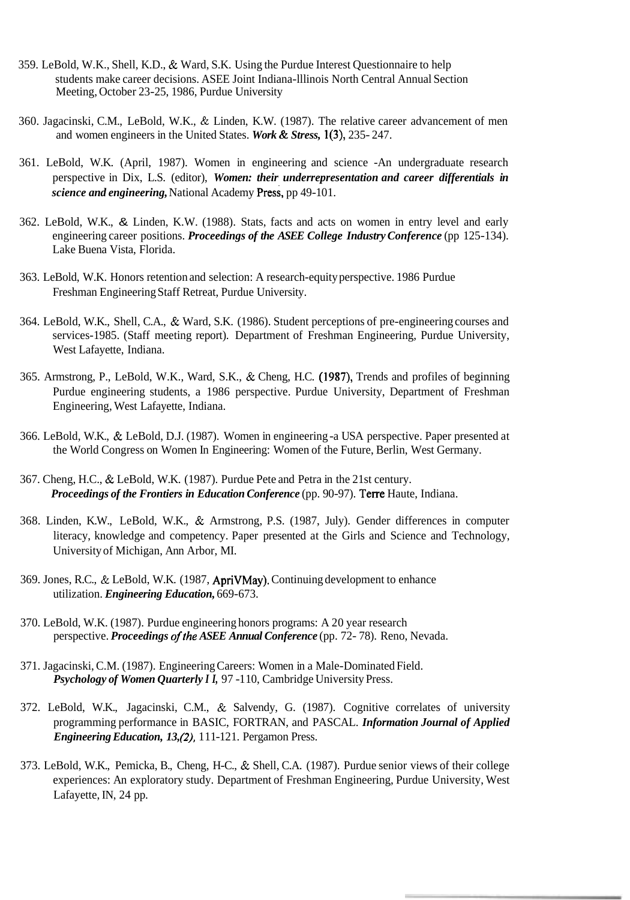359. LeBold, W.K., Shell, K.D., & Ward, S.K. Using the Purdue Interest Questionnaire to help students make career decisions. ASEE Joint Indiana-lllinois North Central Annual Section Meeting, October 23-25, 1986, Purdue University

360. Jagacinski, C.M., LeBold, W.K., & Linden, K.W. (1987). The relative career advancement of men and women engineers in the United States. ***Work & Stress,*** 1(3), 235- 247.

361. LeBold, W.K. (April, 1987). Women in engineering and science -An undergraduate research perspective in Dix, L.S. (editor), ***Women: their underrepresentation and career differentials in science and engineering,*** National Academy Press, pp 49-101.

362. LeBold, W.K., & Linden, K.W. (1988). Stats, facts and acts on women in entry level and early engineering career positions. ***Proceedings of the ASEE College Industry Conference*** (pp 125-134). Lake Buena Vista, Florida.

363. LeBold, W.K. Honors retention and selection: A research-equity perspective. 1986 Purdue Freshman Engineering Staff Retreat, Purdue University.

364. LeBold, W.K., Shell, C.A., & Ward, S.K. (1986). Student perceptions of pre-engineering courses and services-1985. (Staff meeting report). Department of Freshman Engineering, Purdue University, West Lafayette, Indiana.

365. Armstrong, P., LeBold, W.K., Ward, S.K., & Cheng, H.C. (1987), Trends and profiles of beginning Purdue engineering students, a 1986 perspective. Purdue University, Department of Freshman Engineering, West Lafayette, Indiana.

366. LeBold, W.K., & LeBold, D.J. (1987). Women in engineering -a USA perspective. Paper presented at the World Congress on Women In Engineering: Women of the Future, Berlin, West Germany.

367. Cheng, H.C., & LeBold, W.K. (1987). Purdue Pete and Petra in the 21st century. ***Proceedings of the Frontiers in Education Conference*** (pp. 90-97). Terre Haute, Indiana.

368. Linden, K.W., LeBold, W.K., & Armstrong, P.S. (1987, July). Gender differences in computer literacy, knowledge and competency. Paper presented at the Girls and Science and Technology, University of Michigan, Ann Arbor, MI.

369. Jones, R.C., & LeBold, W.K. (1987, ApriVMay). Continuing development to enhance utilization. ***Engineering Education,*** 669-673.

370. LeBold, W.K. (1987). Purdue engineering honors programs: A 20 year research perspective. ***Proceedings of the ASEE Annual Conference*** (pp. 72- 78). Reno, Nevada.

371. Jagacinski, C.M. (1987). Engineering Careers: Women in a Male-Dominated Field. ***Psychology of Women Quarterly I I,*** 97 -110, Cambridge University Press.

372. LeBold, W.K., Jagacinski, C.M., & Salvendy, G. (1987). Cognitive correlates of university programming performance in BASIC, FORTRAN, and PASCAL. ***Information Journal of Applied Engineering Education, 13,(2),*** 111-121. Pergamon Press.

373. LeBold, W.K., Pemicka, B., Cheng, H-C., & Shell, C.A. (1987). Purdue senior views of their college experiences: An exploratory study. Department of Freshman Engineering, Purdue University, West Lafayette, IN, 24 pp.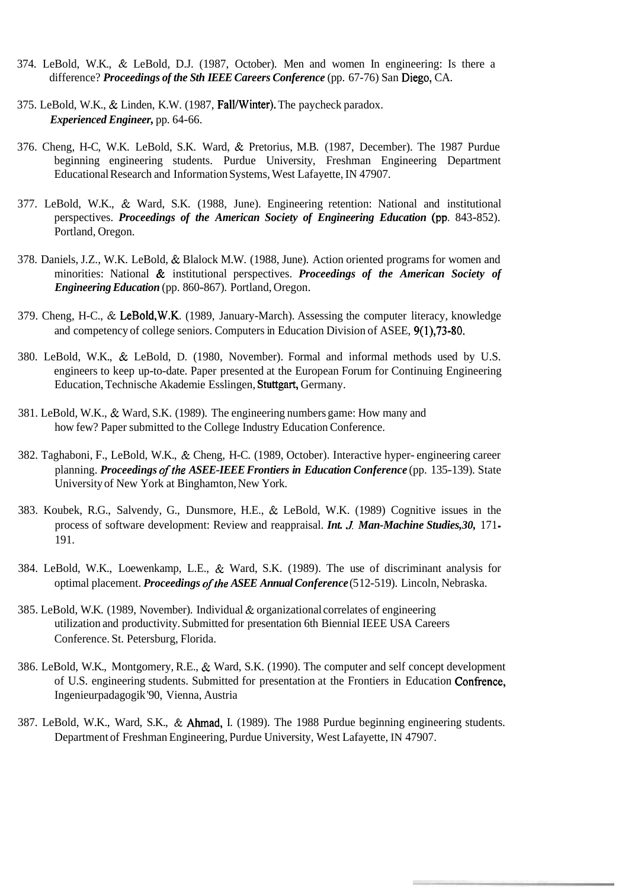374. LeBold, W.K., & LeBold, D.J. (1987, October). Men and women In engineering: Is there a difference? ***Proceedings of the Sth IEEE Careers Conference*** (pp. 67-76) San Diego, CA.

375. LeBold, W.K., & Linden, K.W. (1987, Fall/Winter). The paycheck paradox. ***Experienced Engineer,*** pp. 64-66.

376. Cheng, H-C, W.K. LeBold, S.K. Ward, & Pretorius, M.B. (1987, December). The 1987 Purdue beginning engineering students. Purdue University, Freshman Engineering Department Educational Research and Information Systems, West Lafayette, IN 47907.

377. LeBold, W.K., & Ward, S.K. (1988, June). Engineering retention: National and institutional perspectives. ***Proceedings of the American Society of Engineering Education*** (pp. 843-852). Portland, Oregon.

378. Daniels, J.Z., W.K. LeBold, & Blalock M.W. (1988, June). Action oriented programs for women and minorities: National & institutional perspectives. ***Proceedings of the American Society of Engineering Education*** (pp. 860-867). Portland, Oregon.

379. Cheng, H-C., & LeBold, W.K. (1989, January-March). Assessing the computer literacy, knowledge and competency of college seniors. Computers in Education Division of ASEE, 9(1),73-80.

380. LeBold, W.K., & LeBold, D. (1980, November). Formal and informal methods used by U.S. engineers to keep up-to-date. Paper presented at the European Forum for Continuing Engineering Education, Technische Akademie Esslingen, Stuttgart, Germany.

381. LeBold, W.K., & Ward, S.K. (1989). The engineering numbers game: How many and how few? Paper submitted to the College Industry Education Conference.

382. Taghaboni, F., LeBold, W.K., & Cheng, H-C. (1989, October). Interactive hyper- engineering career planning. ***Proceedings of the ASEE-IEEE Frontiers in Education Conference*** (pp. 135-139). State University of New York at Binghamton, New York.

383. Koubek, R.G., Salvendy, G., Dunsmore, H.E., & LeBold, W.K. (1989) Cognitive issues in the process of software development: Review and reappraisal. ***Int. J. Man-Machine Studies,30,*** 171-191.

384. LeBold, W.K., Loewenkamp, L.E., & Ward, S.K. (1989). The use of discriminant analysis for optimal placement. ***Proceedings of the ASEE Annual Conference*** (512-519). Lincoln, Nebraska.

385. LeBold, W.K. (1989, November). Individual & organizational correlates of engineering utilization and productivity. Submitted for presentation 6th Biennial IEEE USA Careers Conference. St. Petersburg, Florida.

386. LeBold, W.K., Montgomery, R.E., & Ward, S.K. (1990). The computer and self concept development of U.S. engineering students. Submitted for presentation at the Frontiers in Education Confrence, Ingenieurpadagogik'90, Vienna, Austria

387. LeBold, W.K., Ward, S.K., & Ahmad, I. (1989). The 1988 Purdue beginning engineering students. Department of Freshman Engineering, Purdue University, West Lafayette, IN 47907.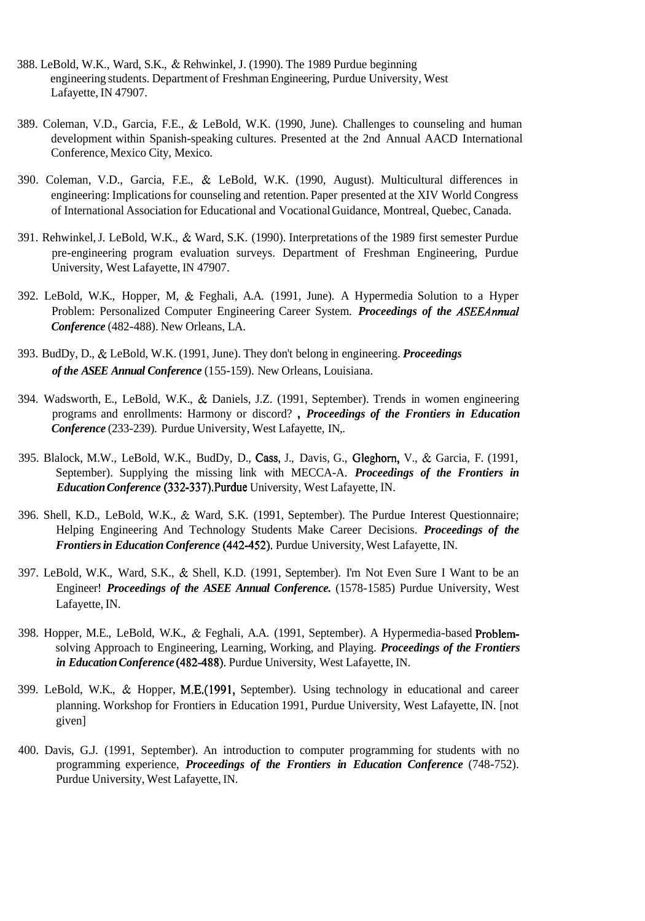388. LeBold, W.K., Ward, S.K., & Rehwinkel, J. (1990). The 1989 Purdue beginning engineering students. Department of Freshman Engineering, Purdue University, West Lafayette, IN 47907.

389. Coleman, V.D., Garcia, F.E., & LeBold, W.K. (1990, June). Challenges to counseling and human development within Spanish-speaking cultures. Presented at the 2nd Annual AACD International Conference, Mexico City, Mexico.

390. Coleman, V.D., Garcia, F.E., & LeBold, W.K. (1990, August). Multicultural differences in engineering: Implications for counseling and retention. Paper presented at the XIV World Congress of International Association for Educational and Vocational Guidance, Montreal, Quebec, Canada.

391. Rehwinkel, J. LeBold, W.K., & Ward, S.K. (1990). Interpretations of the 1989 first semester Purdue pre-engineering program evaluation surveys. Department of Freshman Engineering, Purdue University, West Lafayette, IN 47907.

392. LeBold, W.K., Hopper, M, & Feghali, A.A. (1991, June). A Hypermedia Solution to a Hyper Problem: Personalized Computer Engineering Career System. ***Proceedings of the ASEEAnnual Conference*** (482-488). New Orleans, LA.

393. BudDy, D., & LeBold, W.K. (1991, June). They don't belong in engineering. ***Proceedings of the ASEE Annual Conference*** (155-159). New Orleans, Louisiana.

394. Wadsworth, E., LeBold, W.K., & Daniels, J.Z. (1991, September). Trends in women engineering programs and enrollments: Harmony or discord? **,** ***Proceedings of the Frontiers in Education Conference*** (233-239). Purdue University, West Lafayette, IN,.

395. Blalock, M.W., LeBold, W.K., BudDy, D., Cass, J., Davis, G., Gleghorn, V., & Garcia, F. (1991, September). Supplying the missing link with MECCA-A. ***Proceedings of the Frontiers in Education Conference*** (332-337).Purdue University, West Lafayette, IN.

396. Shell, K.D., LeBold, W.K., & Ward, S.K. (1991, September). The Purdue Interest Questionnaire; Helping Engineering And Technology Students Make Career Decisions. ***Proceedings of the Frontiers in Education Conference*** (442-452). Purdue University, West Lafayette, IN.

397. LeBold, W.K., Ward, S.K., & Shell, K.D. (1991, September). I'm Not Even Sure I Want to be an Engineer! ***Proceedings of the ASEE Annual Conference.*** (1578-1585) Purdue University, West Lafayette, IN.

398. Hopper, M.E., LeBold, W.K., & Feghali, A.A. (1991, September). A Hypermedia-based Problem-solving Approach to Engineering, Learning, Working, and Playing. ***Proceedings of the Frontiers in Education Conference*** (482-488). Purdue University, West Lafayette, IN.

399. LeBold, W.K., & Hopper, M.E.(1991, September). Using technology in educational and career planning. Workshop for Frontiers in Education 1991, Purdue University, West Lafayette, IN. [not given]

400. Davis, G.J. (1991, September). An introduction to computer programming for students with no programming experience, ***Proceedings of the Frontiers in Education Conference*** (748-752). Purdue University, West Lafayette, IN.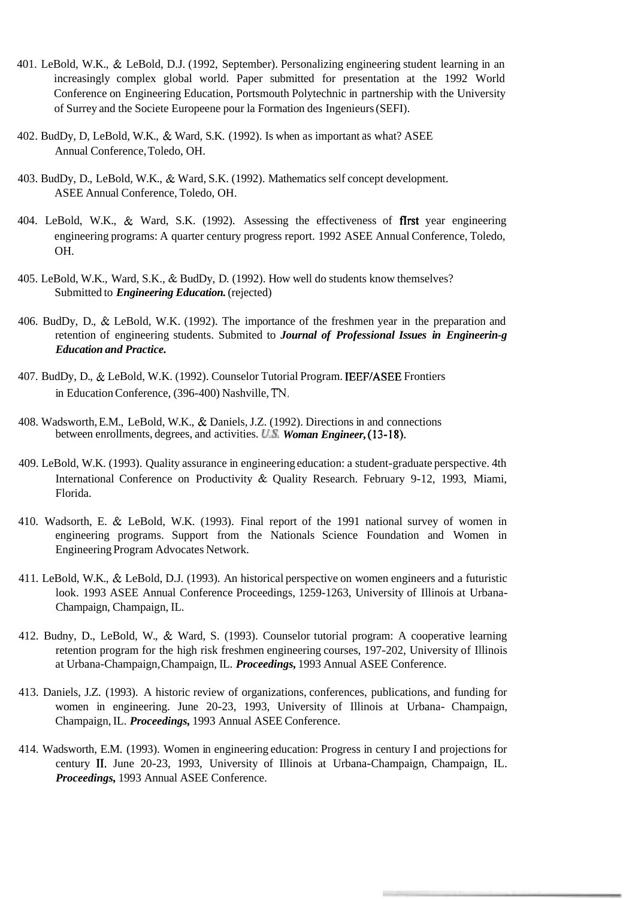401. LeBold, W.K., & LeBold, D.J. (1992, September). Personalizing engineering student learning in an increasingly complex global world. Paper submitted for presentation at the 1992 World Conference on Engineering Education, Portsmouth Polytechnic in partnership with the University of Surrey and the Societe Europeene pour la Formation des Ingenieurs (SEFI).

402. BudDy, D, LeBold, W.K., & Ward, S.K. (1992). Is when as important as what? ASEE Annual Conference, Toledo, OH.

403. BudDy, D., LeBold, W.K., & Ward, S.K. (1992). Mathematics self concept development. ASEE Annual Conference, Toledo, OH.

404. LeBold, W.K., & Ward, S.K. (1992). Assessing the effectiveness of fIrst year engineering engineering programs: A quarter century progress report. 1992 ASEE Annual Conference, Toledo, OH.

405. LeBold, W.K., Ward, S.K., & BudDy, D. (1992). How well do students know themselves? Submitted to ***Engineering Education.*** (rejected)

406. BudDy, D., & LeBold, W.K. (1992). The importance of the freshmen year in the preparation and retention of engineering students. Submited to ***Journal of Professional Issues in Engineerin-g Education and Practice.***

407. BudDy, D., & LeBold, W.K. (1992). Counselor Tutorial Program. IEEF/ASEE Frontiers in Education Conference, (396-400) Nashville, TN.

408. Wadsworth, E.M., LeBold, W.K., & Daniels, J.Z. (1992). Directions in and connections between enrollments, degrees, and activities. ***U.S. Woman Engineer,*** (13-18).

409. LeBold, W.K. (1993). Quality assurance in engineering education: a student-graduate perspective. 4th International Conference on Productivity & Quality Research. February 9-12, 1993, Miami, Florida.

410. Wadsorth, E. & LeBold, W.K. (1993). Final report of the 1991 national survey of women in engineering programs. Support from the Nationals Science Foundation and Women in Engineering Program Advocates Network.

411. LeBold, W.K., & LeBold, D.J. (1993). An historical perspective on women engineers and a futuristic look. 1993 ASEE Annual Conference Proceedings, 1259-1263, University of Illinois at Urbana-Champaign, Champaign, IL.

412. Budny, D., LeBold, W., & Ward, S. (1993). Counselor tutorial program: A cooperative learning retention program for the high risk freshmen engineering courses, 197-202, University of Illinois at Urbana-Champaign, Champaign, IL. ***Proceedings,*** 1993 Annual ASEE Conference.

413. Daniels, J.Z. (1993). A historic review of organizations, conferences, publications, and funding for women in engineering. June 20-23, 1993, University of Illinois at Urbana- Champaign, Champaign, IL. ***Proceedings,*** 1993 Annual ASEE Conference.

414. Wadsworth, E.M. (1993). Women in engineering education: Progress in century I and projections for century II. June 20-23, 1993, University of Illinois at Urbana-Champaign, Champaign, IL. ***Proceedings,*** 1993 Annual ASEE Conference.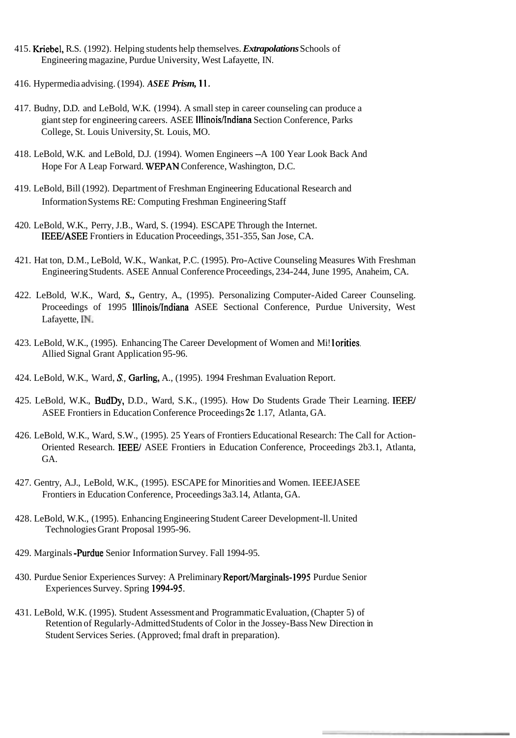415. Kriebel, R.S. (1992). Helping students help themselves. ***Extrapolations*** Schools of Engineering magazine, Purdue University, West Lafayette, IN.

416. Hypermedia advising. (1994). ***ASEE Prism,* 11.**

417. Budny, D.D. and LeBold, W.K. (1994). A small step in career counseling can produce a giant step for engineering careers. ASEE Illinois/Indiana Section Conference, Parks College, St. Louis University, St. Louis, MO.

418. LeBold, W.K. and LeBold, D.J. (1994). Women Engineers --A 100 Year Look Back And Hope For A Leap Forward. WEPAN Conference, Washington, D.C.

419. LeBold, Bill (1992). Department of Freshman Engineering Educational Research and Information Systems RE: Computing Freshman Engineering Staff

420. LeBold, W.K., Perry, J.B., Ward, S. (1994). ESCAPE Through the Internet. IEEE/ASEE Frontiers in Education Proceedings, 351-355, San Jose, CA.

421. Hat ton, D.M., LeBold, W.K., Wankat, P.C. (1995). Pro-Active Counseling Measures With Freshman Engineering Students. ASEE Annual Conference Proceedings, 234-244, June 1995, Anaheim, CA.

422. LeBold, W.K., Ward, ***S.,*** Gentry, A., (1995). Personalizing Computer-Aided Career Counseling. Proceedings of 1995 Illinois/Indiana ASEE Sectional Conference, Purdue University, West Lafayette, IN.

423. LeBold, W.K., (1995). Enhancing The Career Development of Women and Mi!1orities. Allied Signal Grant Application 95-96.

424. LeBold, W.K., Ward, *S.,* **Garling,** A., (1995). 1994 Freshman Evaluation Report.

425. LeBold, W.K., BudDy, D.D., Ward, S.K., (1995). How Do Students Grade Their Learning. IEEE/ ASEE Frontiers in Education Conference Proceedings **2c** 1.17, Atlanta, GA.

426. LeBold, W.K., Ward, S.W., (1995). 25 Years of Frontiers Educational Research: The Call for Action-Oriented Research. IEEE/ ASEE Frontiers in Education Conference, Proceedings 2b3.1, Atlanta, GA.

427. Gentry, A.J., LeBold, W.K., (1995). ESCAPE for Minorities and Women. IEEEJASEE Frontiers in Education Conference, Proceedings 3a3.14, Atlanta, GA.

428. LeBold, W.K., (1995). Enhancing Engineering Student Career Development-ll. United Technologies Grant Proposal 1995-96.

429. Marginals **-Purdue** Senior Information Survey. Fall 1994-95.

430. Purdue Senior Experiences Survey: A Preliminary **Report/Marginals-1995** Purdue Senior Experiences Survey. Spring **1994-95**.

431. LeBold, W.K. (1995). Student Assessment and Programmatic Evaluation, (Chapter 5) of Retention of Regularly-Admitted Students of Color in the Jossey-Bass New Direction in Student Services Series. (Approved; fmal draft in preparation).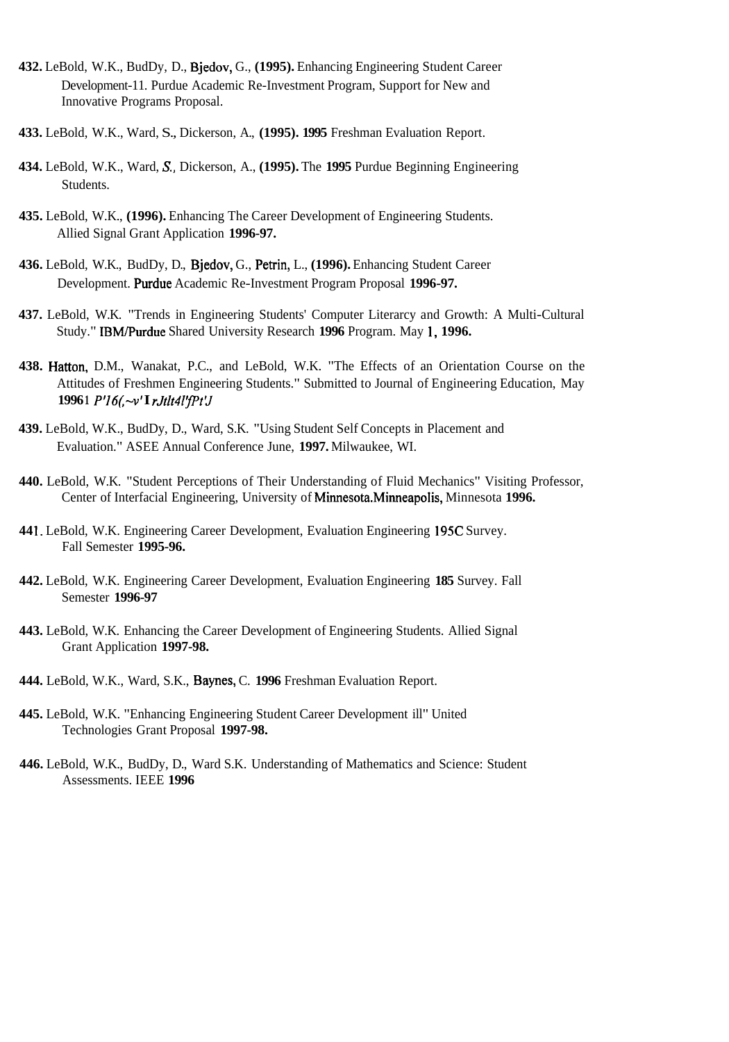**432.** LeBold, W.K., BudDy, D., Bjedov, G., **(1995).** Enhancing Engineering Student Career Development-11. Purdue Academic Re-Investment Program, Support for New and Innovative Programs Proposal.

**433.** LeBold, W.K., Ward, S., Dickerson, A., **(1995). 1995** Freshman Evaluation Report.

**434.** LeBold, W.K., Ward, *S.*, Dickerson, A., **(1995).** The **1995** Purdue Beginning Engineering Students.

**435.** LeBold, W.K., **(1996).** Enhancing The Career Development of Engineering Students. Allied Signal Grant Application **1996-97.**

**436.** LeBold, W.K., BudDy, D., Bjedov, G., Petrin, L., **(1996).** Enhancing Student Career Development. Purdue Academic Re-Investment Program Proposal **1996-97.**

**437.** LeBold, W.K. "Trends in Engineering Students' Computer Literarcy and Growth: A Multi-Cultural Study." IBM/Purdue Shared University Research **1996** Program. May 1, **1996.**

**438.** Hatton, D.M., Wanakat, P.C., and LeBold, W.K. "The Effects of an Orientation Course on the Attitudes of Freshmen Engineering Students." Submitted to Journal of Engineering Education, May **1996**1 *P'16(,~v'* **I** *rJtlt4l'fPt'J*

**439.** LeBold, W.K., BudDy, D., Ward, S.K. "Using Student Self Concepts in Placement and Evaluation." ASEE Annual Conference June, **1997.** Milwaukee, WI.

**440.** LeBold, W.K. "Student Perceptions of Their Understanding of Fluid Mechanics" Visiting Professor, Center of Interfacial Engineering, University of Minnesota.Minneapolis, Minnesota **1996.**

**441**. LeBold, W.K. Engineering Career Development, Evaluation Engineering 195C Survey. Fall Semester **1995-96.**

**442.** LeBold, W.K. Engineering Career Development, Evaluation Engineering **185** Survey. Fall Semester **1996-97**

**443.** LeBold, W.K. Enhancing the Career Development of Engineering Students. Allied Signal Grant Application **1997-98.**

**444.** LeBold, W.K., Ward, S.K., Baynes, C. **1996** Freshman Evaluation Report.

**445.** LeBold, W.K. "Enhancing Engineering Student Career Development ill" United Technologies Grant Proposal **1997-98.**

**446.** LeBold, W.K., BudDy, D., Ward S.K. Understanding of Mathematics and Science: Student Assessments. IEEE **1996**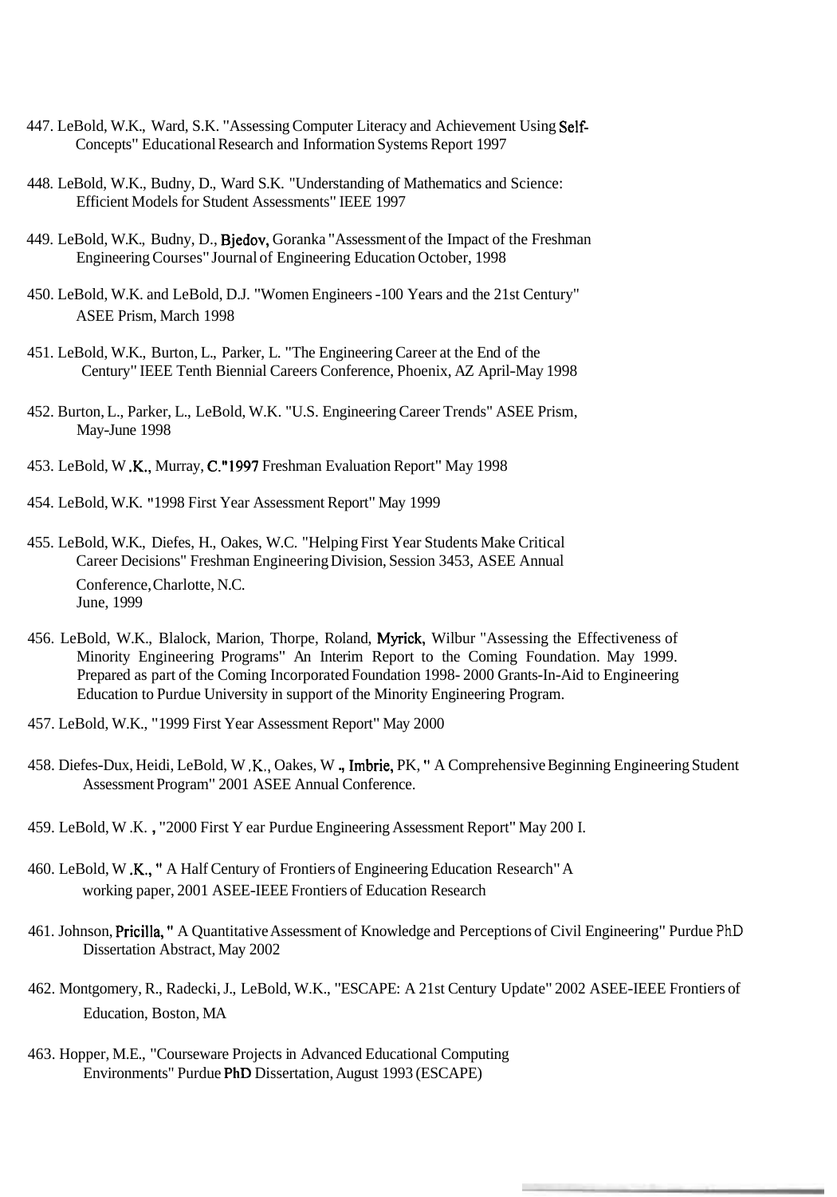447. LeBold, W.K., Ward, S.K. "Assessing Computer Literacy and Achievement Using Self-Concepts" Educational Research and Information Systems Report 1997

448. LeBold, W.K., Budny, D., Ward S.K. "Understanding of Mathematics and Science: Efficient Models for Student Assessments" IEEE 1997

449. LeBold, W.K., Budny, D., Bjedov, Goranka "Assessment of the Impact of the Freshman Engineering Courses" Journal of Engineering Education October, 1998

450. LeBold, W.K. and LeBold, D.J. "Women Engineers -100 Years and the 21st Century" ASEE Prism, March 1998

451. LeBold, W.K., Burton, L., Parker, L. "The Engineering Career at the End of the Century" IEEE Tenth Biennial Careers Conference, Phoenix, AZ April-May 1998

452. Burton, L., Parker, L., LeBold, W.K. "U.S. Engineering Career Trends" ASEE Prism, May-June 1998

453. LeBold, W.K., Murray, C."1997 Freshman Evaluation Report" May 1998

454. LeBold, W.K. "1998 First Year Assessment Report" May 1999

455. LeBold, W.K., Diefes, H., Oakes, W.C. "Helping First Year Students Make Critical Career Decisions" Freshman Engineering Division, Session 3453, ASEE Annual Conference, Charlotte, N.C. June, 1999

456. LeBold, W.K., Blalock, Marion, Thorpe, Roland, Myrick, Wilbur "Assessing the Effectiveness of Minority Engineering Programs" An Interim Report to the Coming Foundation. May 1999. Prepared as part of the Coming Incorporated Foundation 1998- 2000 Grants-In-Aid to Engineering Education to Purdue University in support of the Minority Engineering Program.

457. LeBold, W.K., "1999 First Year Assessment Report" May 2000

458. Diefes-Dux, Heidi, LeBold, W.K., Oakes, W., Imbrie, PK, " A Comprehensive Beginning Engineering Student Assessment Program" 2001 ASEE Annual Conference.

459. LeBold, W.K., "2000 First Year Purdue Engineering Assessment Report" May 2001.

460. LeBold, W.K., " A Half Century of Frontiers of Engineering Education Research" A working paper, 2001 ASEE-IEEE Frontiers of Education Research

461. Johnson, Pricilla, " A Quantitative Assessment of Knowledge and Perceptions of Civil Engineering" Purdue PhD Dissertation Abstract, May 2002

462. Montgomery, R., Radecki, J., LeBold, W.K., "ESCAPE: A 21st Century Update" 2002 ASEE-IEEE Frontiers of Education, Boston, MA

463. Hopper, M.E., "Courseware Projects in Advanced Educational Computing Environments" Purdue PhD Dissertation, August 1993 (ESCAPE)